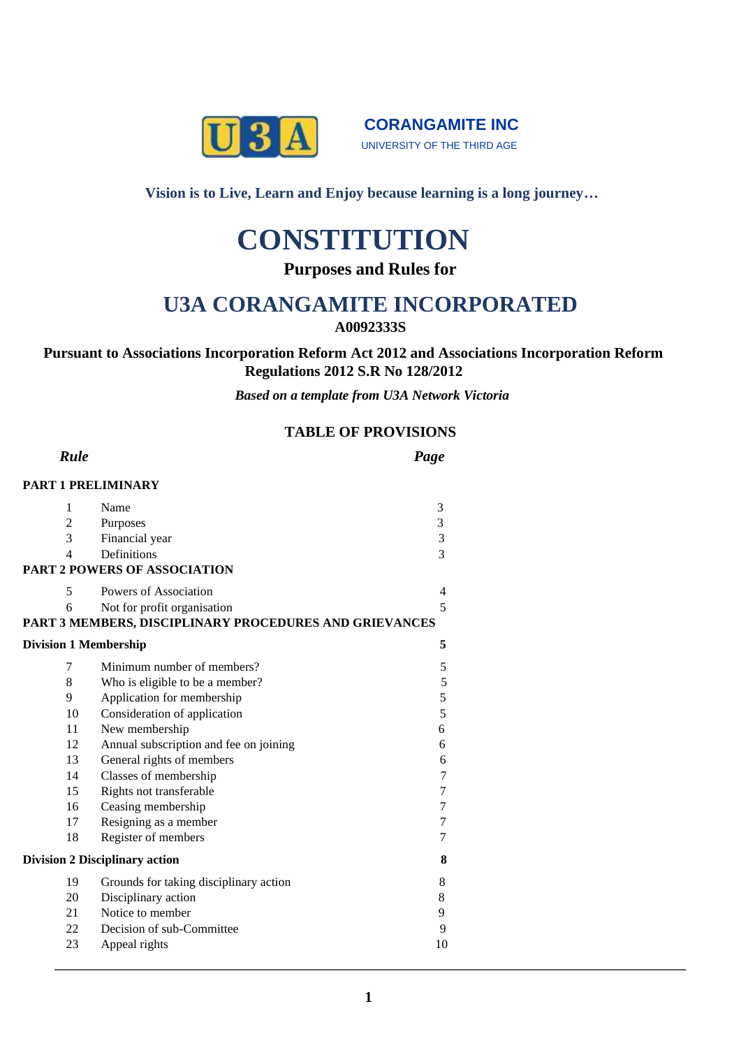**CORANGAMITE INC**
UNIVERSITY OF THE THIRD AGE

**Vision is to Live, Learn and Enjoy because learning is a long journey…**

# CONSTITUTION

**Purposes and Rules for**

## U3A CORANGAMITE INCORPORATED

**A0092333S**

**Pursuant to Associations Incorporation Reform Act 2012 and Associations Incorporation Reform Regulations 2012 S.R No 128/2012**

***Based on a template from U3A Network Victoria***

### TABLE OF PROVISIONS

| ***Rule*** | | ***Page*** |
|---|---|---|
| **PART 1 PRELIMINARY** | | |
| 1 | Name | 3 |
| 2 | Purposes | 3 |
| 3 | Financial year | 3 |
| 4 | Definitions | 3 |
| **PART 2 POWERS OF ASSOCIATION** | | |
| 5 | Powers of Association | 4 |
| 6 | Not for profit organisation | 5 |
| **PART 3 MEMBERS, DISCIPLINARY PROCEDURES AND GRIEVANCES** | | |
| **Division 1 Membership** | | **5** |
| 7 | Minimum number of members? | 5 |
| 8 | Who is eligible to be a member? | 5 |
| 9 | Application for membership | 5 |
| 10 | Consideration of application | 5 |
| 11 | New membership | 6 |
| 12 | Annual subscription and fee on joining | 6 |
| 13 | General rights of members | 6 |
| 14 | Classes of membership | 7 |
| 15 | Rights not transferable | 7 |
| 16 | Ceasing membership | 7 |
| 17 | Resigning as a member | 7 |
| 18 | Register of members | 7 |
| **Division 2 Disciplinary action** | | **8** |
| 19 | Grounds for taking disciplinary action | 8 |
| 20 | Disciplinary action | 8 |
| 21 | Notice to member | 9 |
| 22 | Decision of sub-Committee | 9 |
| 23 | Appeal rights | 10 |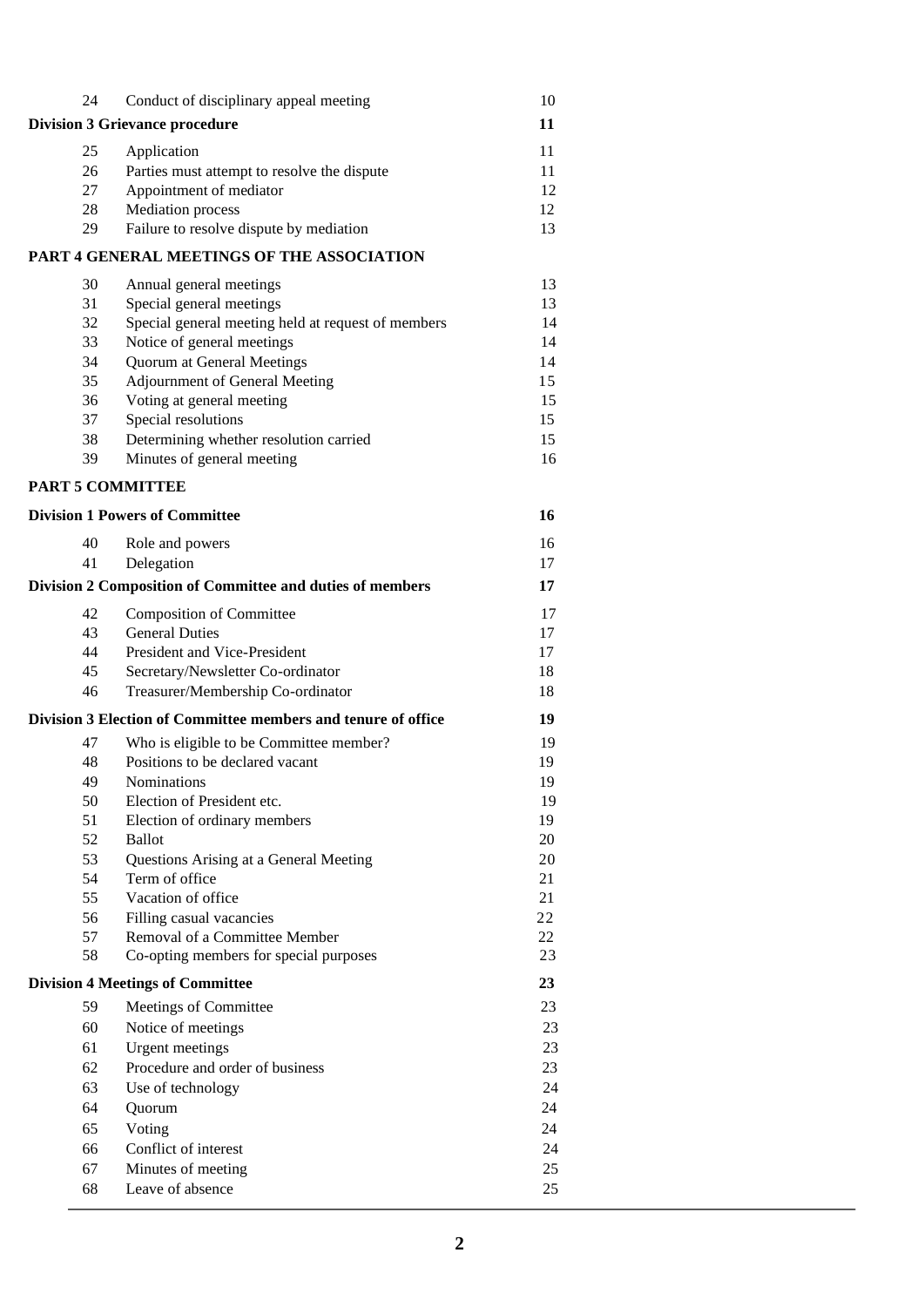| | | |
|---|---|---|
| 24 | Conduct of disciplinary appeal meeting | 10 |
| **Division 3 Grievance procedure** | | **11** |
| 25 | Application | 11 |
| 26 | Parties must attempt to resolve the dispute | 11 |
| 27 | Appointment of mediator | 12 |
| 28 | Mediation process | 12 |
| 29 | Failure to resolve dispute by mediation | 13 |
| **PART 4 GENERAL MEETINGS OF THE ASSOCIATION** | | |
| 30 | Annual general meetings | 13 |
| 31 | Special general meetings | 13 |
| 32 | Special general meeting held at request of members | 14 |
| 33 | Notice of general meetings | 14 |
| 34 | Quorum at General Meetings | 14 |
| 35 | Adjournment of General Meeting | 15 |
| 36 | Voting at general meeting | 15 |
| 37 | Special resolutions | 15 |
| 38 | Determining whether resolution carried | 15 |
| 39 | Minutes of general meeting | 16 |
| **PART 5 COMMITTEE** | | |
| **Division 1 Powers of Committee** | | **16** |
| 40 | Role and powers | 16 |
| 41 | Delegation | 17 |
| **Division 2 Composition of Committee and duties of members** | | **17** |
| 42 | Composition of Committee | 17 |
| 43 | General Duties | 17 |
| 44 | President and Vice-President | 17 |
| 45 | Secretary/Newsletter Co-ordinator | 18 |
| 46 | Treasurer/Membership Co-ordinator | 18 |
| **Division 3 Election of Committee members and tenure of office** | | **19** |
| 47 | Who is eligible to be Committee member? | 19 |
| 48 | Positions to be declared vacant | 19 |
| 49 | Nominations | 19 |
| 50 | Election of President etc. | 19 |
| 51 | Election of ordinary members | 19 |
| 52 | Ballot | 20 |
| 53 | Questions Arising at a General Meeting | 20 |
| 54 | Term of office | 21 |
| 55 | Vacation of office | 21 |
| 56 | Filling casual vacancies | 22 |
| 57 | Removal of a Committee Member | 22 |
| 58 | Co-opting members for special purposes | 23 |
| **Division 4 Meetings of Committee** | | **23** |
| 59 | Meetings of Committee | 23 |
| 60 | Notice of meetings | 23 |
| 61 | Urgent meetings | 23 |
| 62 | Procedure and order of business | 23 |
| 63 | Use of technology | 24 |
| 64 | Quorum | 24 |
| 65 | Voting | 24 |
| 66 | Conflict of interest | 24 |
| 67 | Minutes of meeting | 25 |
| 68 | Leave of absence | 25 |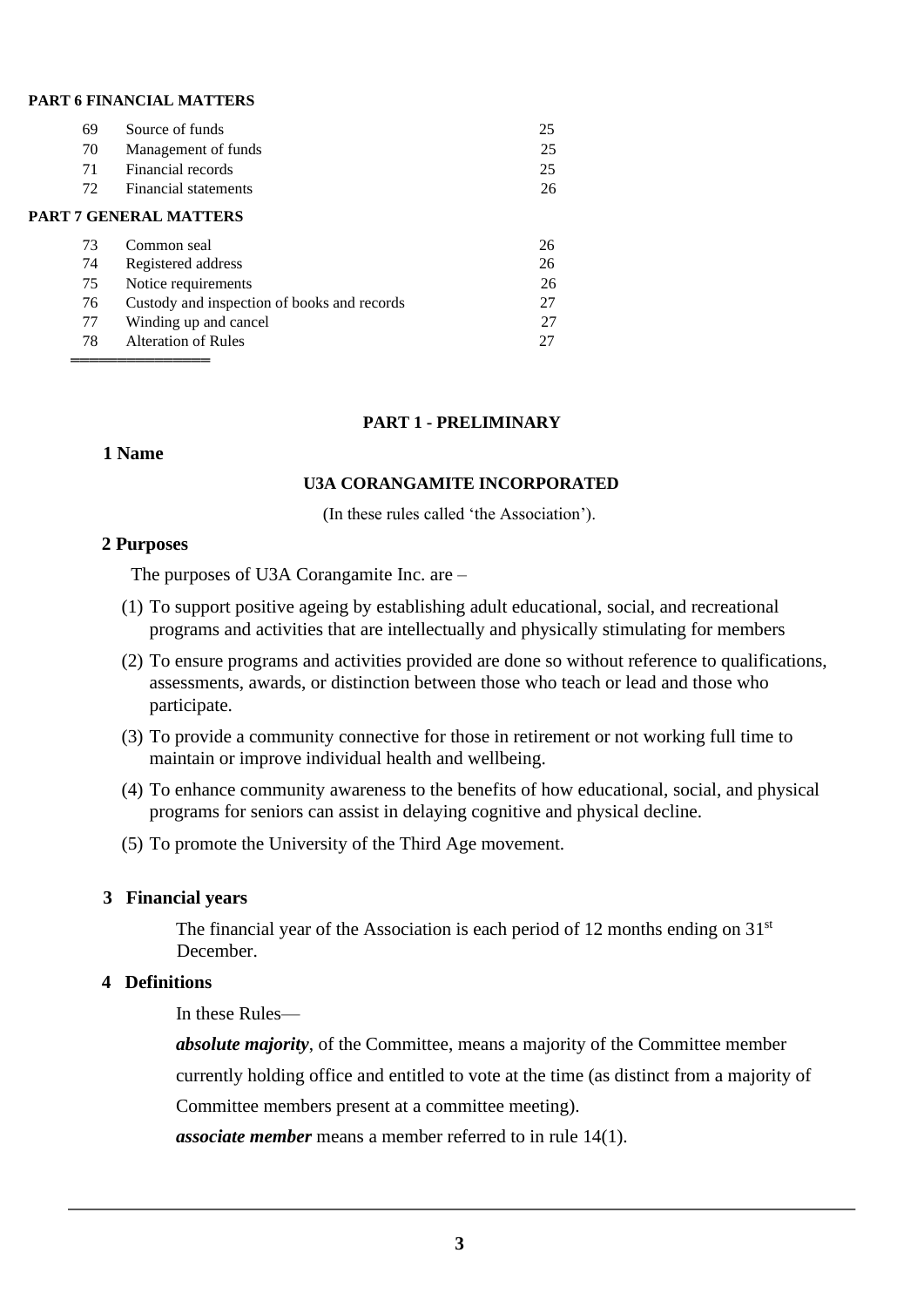**PART 6 FINANCIAL MATTERS**

| | | |
|---|---|---|
| 69 | Source of funds | 25 |
| 70 | Management of funds | 25 |
| 71 | Financial records | 25 |
| 72 | Financial statements | 26 |

**PART 7 GENERAL MATTERS**

| | | |
|---|---|---|
| 73 | Common seal | 26 |
| 74 | Registered address | 26 |
| 75 | Notice requirements | 26 |
| 76 | Custody and inspection of books and records | 27 |
| 77 | Winding up and cancel | 27 |
| 78 | Alteration of Rules | 27 |

## PART 1 - PRELIMINARY

### 1 Name

**U3A CORANGAMITE INCORPORATED**

(In these rules called 'the Association').

### 2 Purposes

The purposes of U3A Corangamite Inc. are –

(1) To support positive ageing by establishing adult educational, social, and recreational programs and activities that are intellectually and physically stimulating for members

(2) To ensure programs and activities provided are done so without reference to qualifications, assessments, awards, or distinction between those who teach or lead and those who participate.

(3) To provide a community connective for those in retirement or not working full time to maintain or improve individual health and wellbeing.

(4) To enhance community awareness to the benefits of how educational, social, and physical programs for seniors can assist in delaying cognitive and physical decline.

(5) To promote the University of the Third Age movement.

### 3 Financial years

The financial year of the Association is each period of 12 months ending on 31st December.

### 4 Definitions

In these Rules—

***absolute majority***, of the Committee, means a majority of the Committee member currently holding office and entitled to vote at the time (as distinct from a majority of Committee members present at a committee meeting).

***associate member*** means a member referred to in rule 14(1).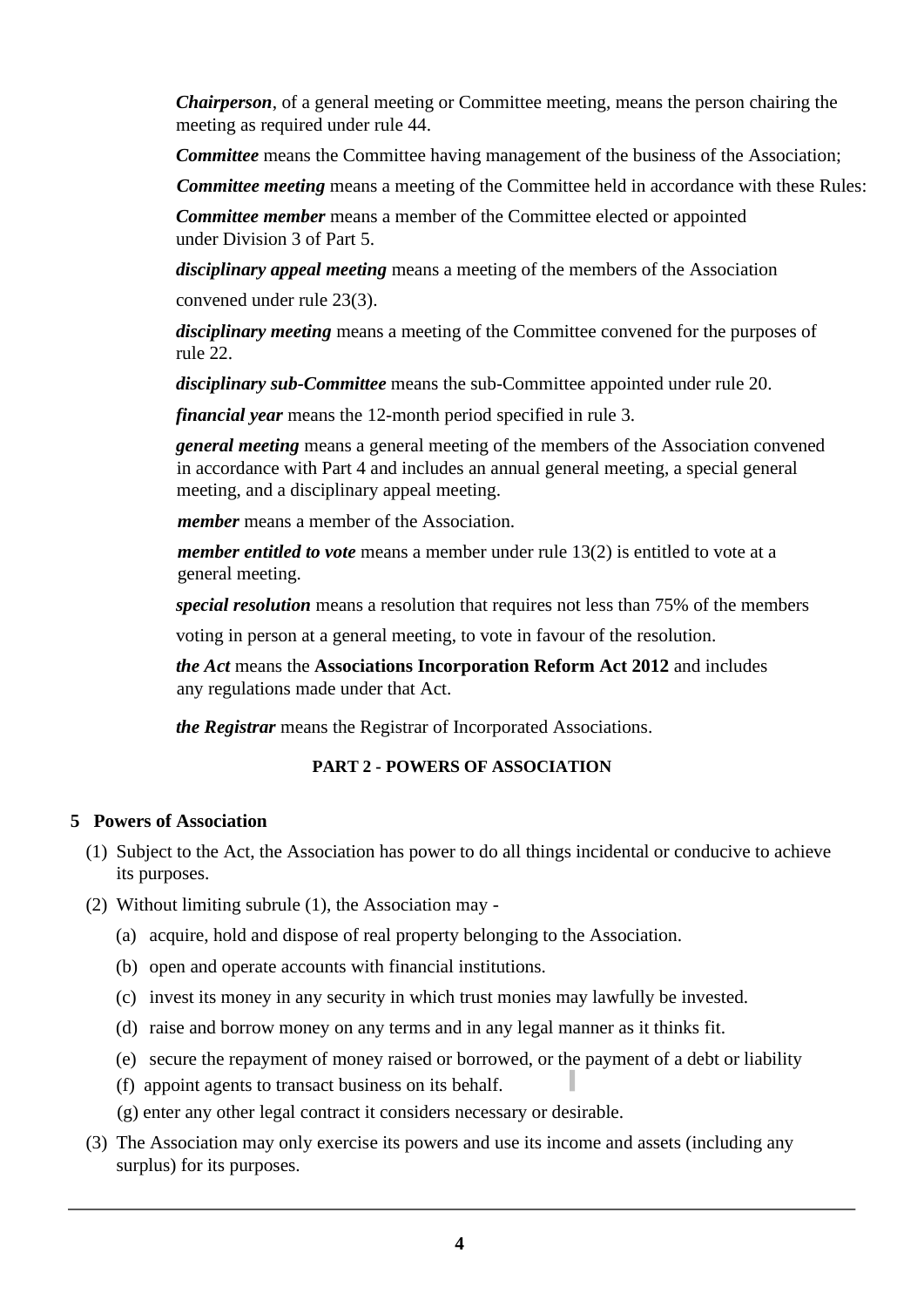***Chairperson***, of a general meeting or Committee meeting, means the person chairing the meeting as required under rule 44.

***Committee*** means the Committee having management of the business of the Association;

***Committee meeting*** means a meeting of the Committee held in accordance with these Rules:

***Committee member*** means a member of the Committee elected or appointed under Division 3 of Part 5.

***disciplinary appeal meeting*** means a meeting of the members of the Association convened under rule 23(3).

***disciplinary meeting*** means a meeting of the Committee convened for the purposes of rule 22.

***disciplinary sub-Committee*** means the sub-Committee appointed under rule 20.

***financial year*** means the 12-month period specified in rule 3.

***general meeting*** means a general meeting of the members of the Association convened in accordance with Part 4 and includes an annual general meeting, a special general meeting, and a disciplinary appeal meeting.

***member*** means a member of the Association.

***member entitled to vote*** means a member under rule 13(2) is entitled to vote at a general meeting.

***special resolution*** means a resolution that requires not less than 75% of the members voting in person at a general meeting, to vote in favour of the resolution.

***the Act*** means the **Associations Incorporation Reform Act 2012** and includes any regulations made under that Act.

***the Registrar*** means the Registrar of Incorporated Associations.

## PART 2 - POWERS OF ASSOCIATION

### 5 Powers of Association

(1) Subject to the Act, the Association has power to do all things incidental or conducive to achieve its purposes.

(2) Without limiting subrule (1), the Association may -

(a) acquire, hold and dispose of real property belonging to the Association.

(b) open and operate accounts with financial institutions.

(c) invest its money in any security in which trust monies may lawfully be invested.

(d) raise and borrow money on any terms and in any legal manner as it thinks fit.

(e) secure the repayment of money raised or borrowed, or the payment of a debt or liability

(f) appoint agents to transact business on its behalf.

(g) enter any other legal contract it considers necessary or desirable.

(3) The Association may only exercise its powers and use its income and assets (including any surplus) for its purposes.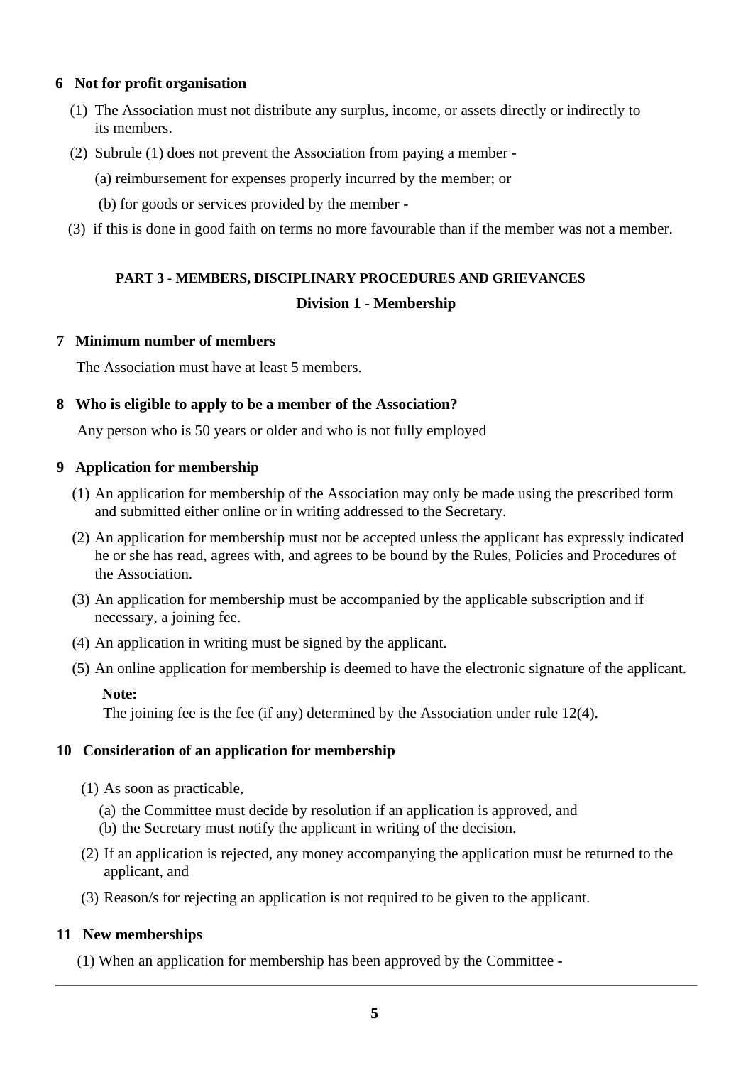### 6 Not for profit organisation

(1) The Association must not distribute any surplus, income, or assets directly or indirectly to its members.

(2) Subrule (1) does not prevent the Association from paying a member -

(a) reimbursement for expenses properly incurred by the member; or

(b) for goods or services provided by the member -

(3) if this is done in good faith on terms no more favourable than if the member was not a member.

## PART 3 - MEMBERS, DISCIPLINARY PROCEDURES AND GRIEVANCES

### Division 1 - Membership

### 7 Minimum number of members

The Association must have at least 5 members.

### 8 Who is eligible to apply to be a member of the Association?

Any person who is 50 years or older and who is not fully employed

### 9 Application for membership

(1) An application for membership of the Association may only be made using the prescribed form and submitted either online or in writing addressed to the Secretary.

(2) An application for membership must not be accepted unless the applicant has expressly indicated he or she has read, agrees with, and agrees to be bound by the Rules, Policies and Procedures of the Association.

(3) An application for membership must be accompanied by the applicable subscription and if necessary, a joining fee.

(4) An application in writing must be signed by the applicant.

(5) An online application for membership is deemed to have the electronic signature of the applicant.

**Note:**
The joining fee is the fee (if any) determined by the Association under rule 12(4).

### 10 Consideration of an application for membership

(1) As soon as practicable,

(a) the Committee must decide by resolution if an application is approved, and
(b) the Secretary must notify the applicant in writing of the decision.

(2) If an application is rejected, any money accompanying the application must be returned to the applicant, and

(3) Reason/s for rejecting an application is not required to be given to the applicant.

### 11 New memberships

(1) When an application for membership has been approved by the Committee -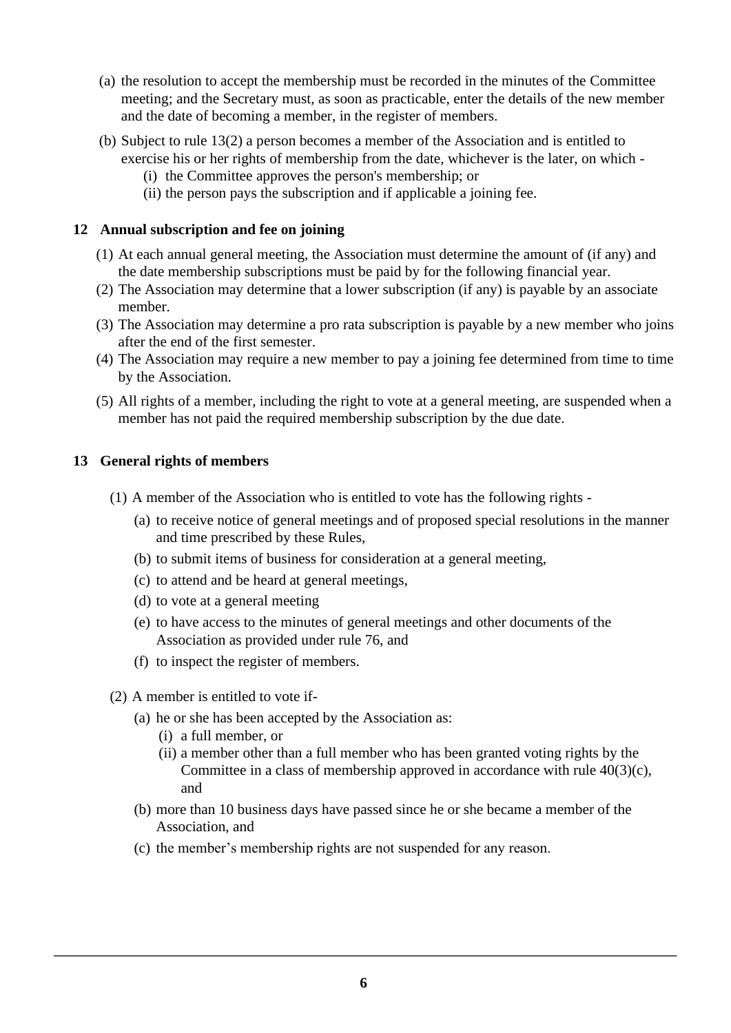(a) the resolution to accept the membership must be recorded in the minutes of the Committee meeting; and the Secretary must, as soon as practicable, enter the details of the new member and the date of becoming a member, in the register of members.

(b) Subject to rule 13(2) a person becomes a member of the Association and is entitled to exercise his or her rights of membership from the date, whichever is the later, on which -

(i) the Committee approves the person's membership; or

(ii) the person pays the subscription and if applicable a joining fee.

**12 Annual subscription and fee on joining**

(1) At each annual general meeting, the Association must determine the amount of (if any) and the date membership subscriptions must be paid by for the following financial year.

(2) The Association may determine that a lower subscription (if any) is payable by an associate member.

(3) The Association may determine a pro rata subscription is payable by a new member who joins after the end of the first semester.

(4) The Association may require a new member to pay a joining fee determined from time to time by the Association.

(5) All rights of a member, including the right to vote at a general meeting, are suspended when a member has not paid the required membership subscription by the due date.

**13 General rights of members**

(1) A member of the Association who is entitled to vote has the following rights -

(a) to receive notice of general meetings and of proposed special resolutions in the manner and time prescribed by these Rules,

(b) to submit items of business for consideration at a general meeting,

(c) to attend and be heard at general meetings,

(d) to vote at a general meeting

(e) to have access to the minutes of general meetings and other documents of the Association as provided under rule 76, and

(f) to inspect the register of members.

(2) A member is entitled to vote if-

(a) he or she has been accepted by the Association as:

(i) a full member, or

(ii) a member other than a full member who has been granted voting rights by the Committee in a class of membership approved in accordance with rule 40(3)(c), and

(b) more than 10 business days have passed since he or she became a member of the Association, and

(c) the member's membership rights are not suspended for any reason.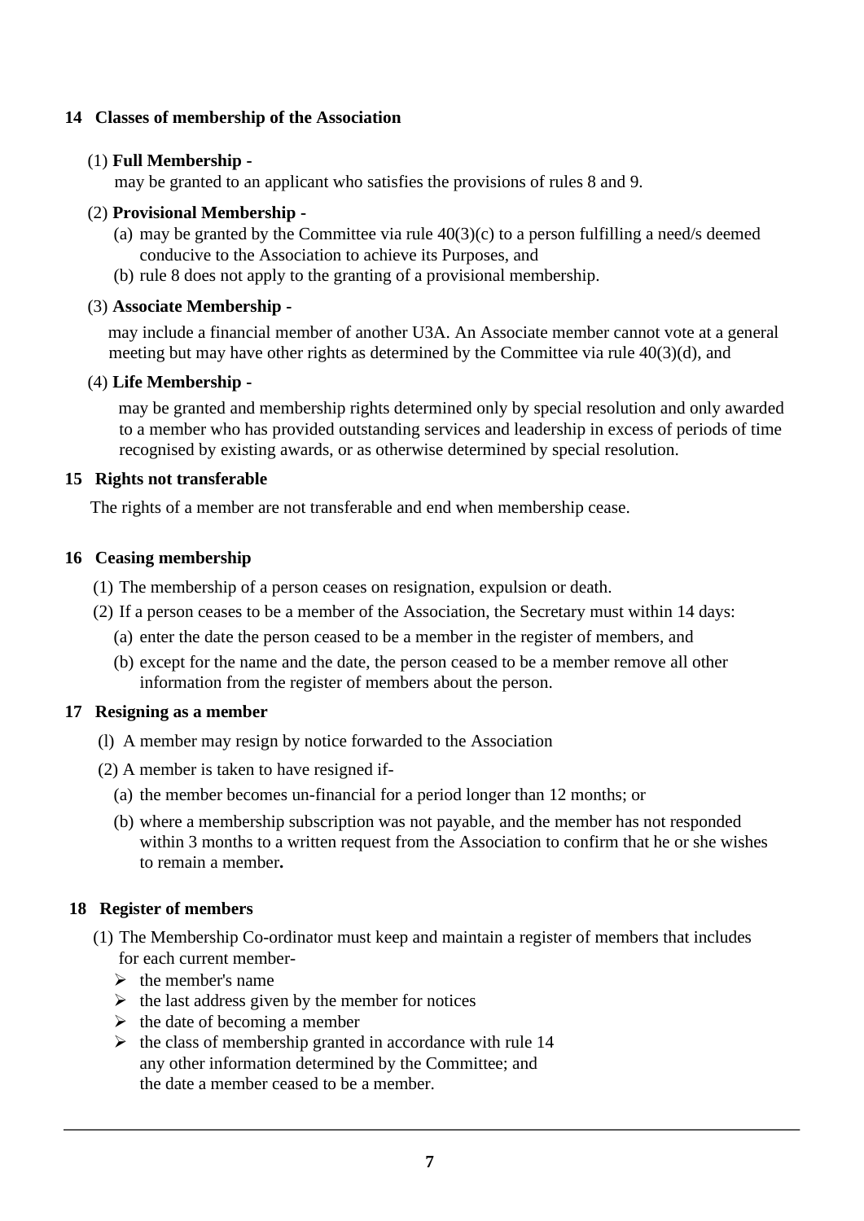## 14 Classes of membership of the Association

(1) **Full Membership -**

may be granted to an applicant who satisfies the provisions of rules 8 and 9.

(2) **Provisional Membership -**

- (a) may be granted by the Committee via rule 40(3)(c) to a person fulfilling a need/s deemed conducive to the Association to achieve its Purposes, and
- (b) rule 8 does not apply to the granting of a provisional membership.

(3) **Associate Membership -**

may include a financial member of another U3A. An Associate member cannot vote at a general meeting but may have other rights as determined by the Committee via rule 40(3)(d), and

(4) **Life Membership -**

may be granted and membership rights determined only by special resolution and only awarded to a member who has provided outstanding services and leadership in excess of periods of time recognised by existing awards, or as otherwise determined by special resolution.

## 15 Rights not transferable

The rights of a member are not transferable and end when membership cease.

## 16 Ceasing membership

(1) The membership of a person ceases on resignation, expulsion or death.

(2) If a person ceases to be a member of the Association, the Secretary must within 14 days:

- (a) enter the date the person ceased to be a member in the register of members, and
- (b) except for the name and the date, the person ceased to be a member remove all other information from the register of members about the person.

## 17 Resigning as a member

(l) A member may resign by notice forwarded to the Association

(2) A member is taken to have resigned if-

- (a) the member becomes un-financial for a period longer than 12 months; or
- (b) where a membership subscription was not payable, and the member has not responded within 3 months to a written request from the Association to confirm that he or she wishes to remain a member**.**

## 18 Register of members

(1) The Membership Co-ordinator must keep and maintain a register of members that includes for each current member-

- the member's name
- the last address given by the member for notices
- the date of becoming a member
- the class of membership granted in accordance with rule 14
  any other information determined by the Committee; and
  the date a member ceased to be a member.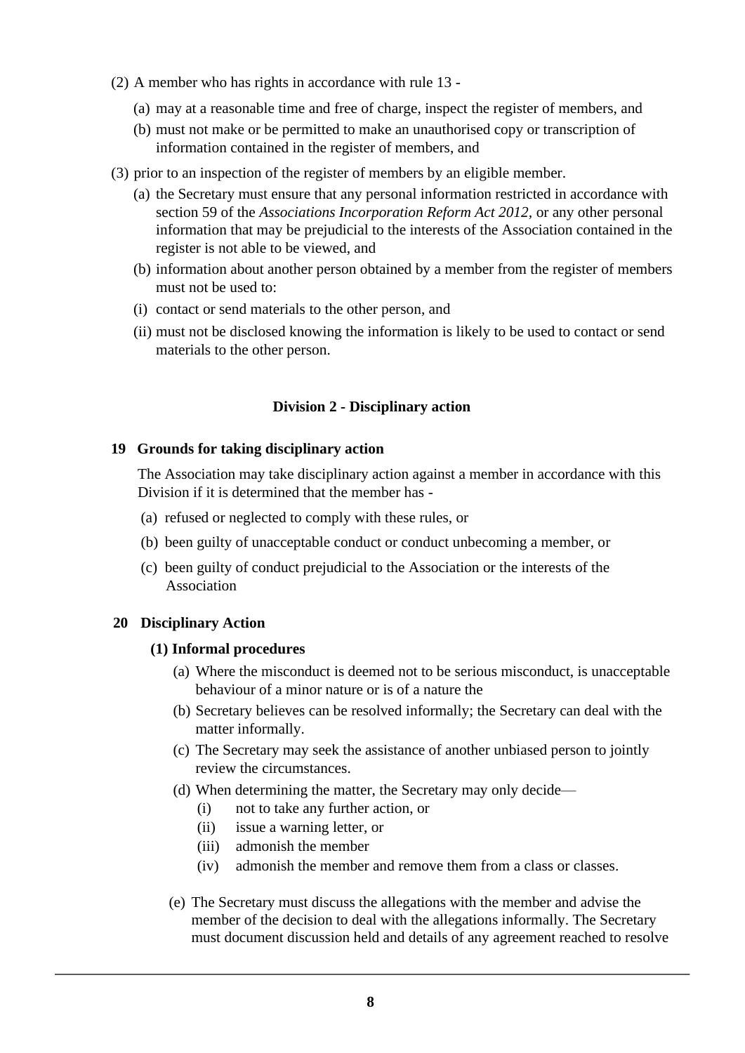(2) A member who has rights in accordance with rule 13 -

(a) may at a reasonable time and free of charge, inspect the register of members, and

(b) must not make or be permitted to make an unauthorised copy or transcription of information contained in the register of members, and

(3) prior to an inspection of the register of members by an eligible member.

(a) the Secretary must ensure that any personal information restricted in accordance with section 59 of the *Associations Incorporation Reform Act 2012,* or any other personal information that may be prejudicial to the interests of the Association contained in the register is not able to be viewed, and

(b) information about another person obtained by a member from the register of members must not be used to:

(i) contact or send materials to the other person, and

(ii) must not be disclosed knowing the information is likely to be used to contact or send materials to the other person.

## Division 2 - Disciplinary action

### 19 Grounds for taking disciplinary action

The Association may take disciplinary action against a member in accordance with this Division if it is determined that the member has -

(a) refused or neglected to comply with these rules, or

(b) been guilty of unacceptable conduct or conduct unbecoming a member, or

(c) been guilty of conduct prejudicial to the Association or the interests of the Association

### 20 Disciplinary Action

**(1) Informal procedures**

(a) Where the misconduct is deemed not to be serious misconduct, is unacceptable behaviour of a minor nature or is of a nature the

(b) Secretary believes can be resolved informally; the Secretary can deal with the matter informally.

(c) The Secretary may seek the assistance of another unbiased person to jointly review the circumstances.

(d) When determining the matter, the Secretary may only decide—

(i) not to take any further action, or

(ii) issue a warning letter, or

(iii) admonish the member

(iv) admonish the member and remove them from a class or classes.

(e) The Secretary must discuss the allegations with the member and advise the member of the decision to deal with the allegations informally. The Secretary must document discussion held and details of any agreement reached to resolve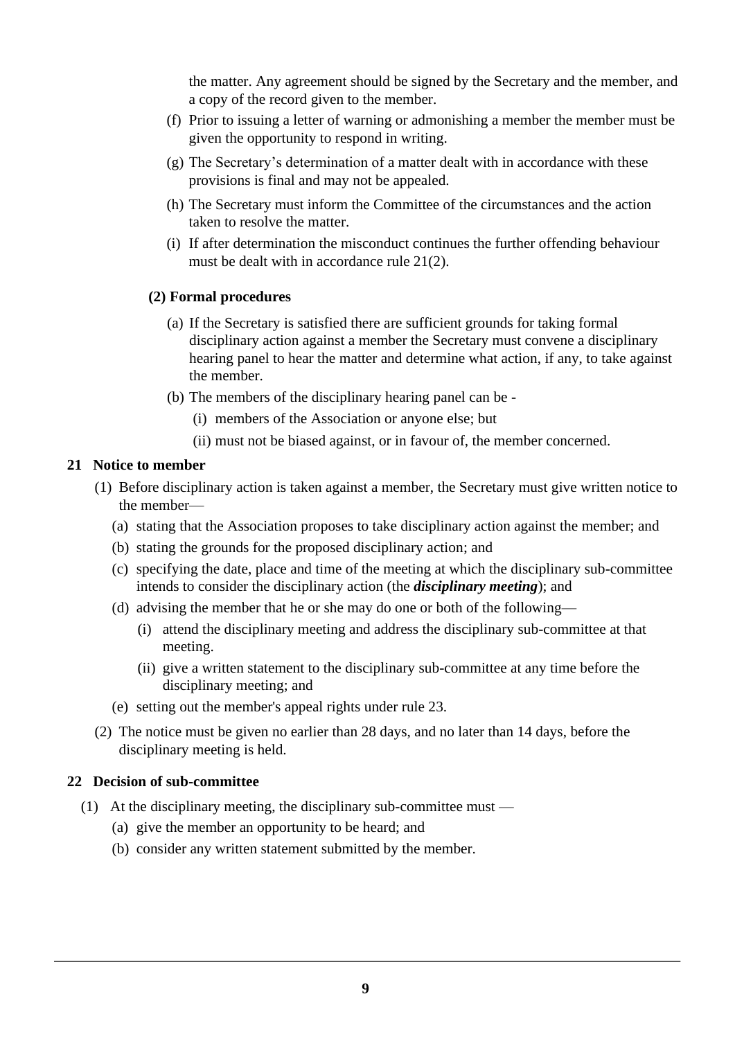the matter. Any agreement should be signed by the Secretary and the member, and a copy of the record given to the member.

(f) Prior to issuing a letter of warning or admonishing a member the member must be given the opportunity to respond in writing.

(g) The Secretary's determination of a matter dealt with in accordance with these provisions is final and may not be appealed.

(h) The Secretary must inform the Committee of the circumstances and the action taken to resolve the matter.

(i) If after determination the misconduct continues the further offending behaviour must be dealt with in accordance rule 21(2).

**(2) Formal procedures**

(a) If the Secretary is satisfied there are sufficient grounds for taking formal disciplinary action against a member the Secretary must convene a disciplinary hearing panel to hear the matter and determine what action, if any, to take against the member.

(b) The members of the disciplinary hearing panel can be -

(i) members of the Association or anyone else; but

(ii) must not be biased against, or in favour of, the member concerned.

### 21 Notice to member

(1) Before disciplinary action is taken against a member, the Secretary must give written notice to the member—

(a) stating that the Association proposes to take disciplinary action against the member; and

(b) stating the grounds for the proposed disciplinary action; and

(c) specifying the date, place and time of the meeting at which the disciplinary sub-committee intends to consider the disciplinary action (the ***disciplinary meeting***); and

(d) advising the member that he or she may do one or both of the following—

(i) attend the disciplinary meeting and address the disciplinary sub-committee at that meeting.

(ii) give a written statement to the disciplinary sub-committee at any time before the disciplinary meeting; and

(e) setting out the member's appeal rights under rule 23.

(2) The notice must be given no earlier than 28 days, and no later than 14 days, before the disciplinary meeting is held.

### 22 Decision of sub-committee

(1) At the disciplinary meeting, the disciplinary sub-committee must —

(a) give the member an opportunity to be heard; and

(b) consider any written statement submitted by the member.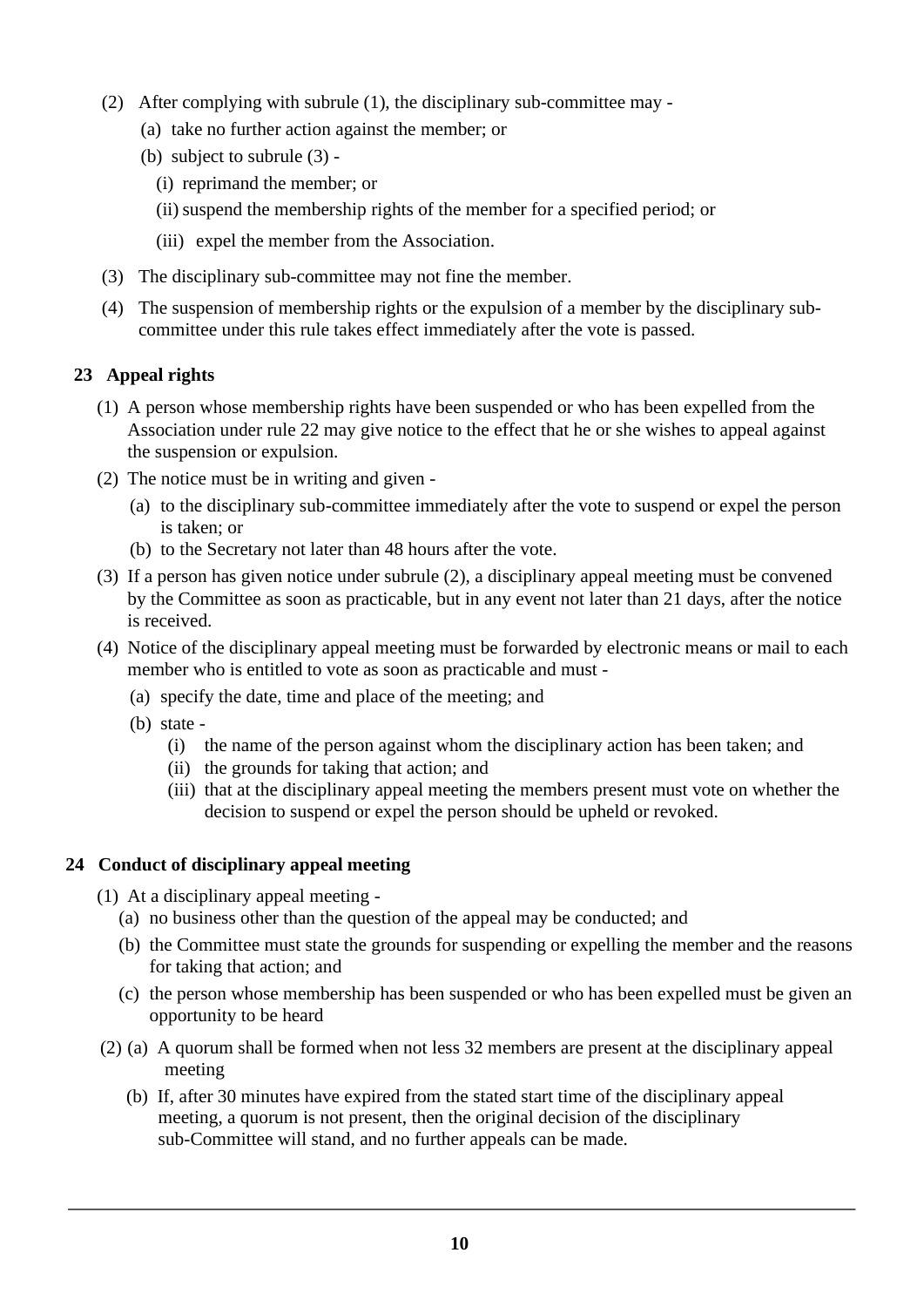(2) After complying with subrule (1), the disciplinary sub-committee may -

- (a) take no further action against the member; or
- (b) subject to subrule (3) -
  - (i) reprimand the member; or
  - (ii) suspend the membership rights of the member for a specified period; or
  - (iii) expel the member from the Association.

(3) The disciplinary sub-committee may not fine the member.

(4) The suspension of membership rights or the expulsion of a member by the disciplinary sub-committee under this rule takes effect immediately after the vote is passed.

## 23 Appeal rights

(1) A person whose membership rights have been suspended or who has been expelled from the Association under rule 22 may give notice to the effect that he or she wishes to appeal against the suspension or expulsion.

(2) The notice must be in writing and given -

- (a) to the disciplinary sub-committee immediately after the vote to suspend or expel the person is taken; or
- (b) to the Secretary not later than 48 hours after the vote.

(3) If a person has given notice under subrule (2), a disciplinary appeal meeting must be convened by the Committee as soon as practicable, but in any event not later than 21 days, after the notice is received.

(4) Notice of the disciplinary appeal meeting must be forwarded by electronic means or mail to each member who is entitled to vote as soon as practicable and must -

- (a) specify the date, time and place of the meeting; and
- (b) state -
  - (i) the name of the person against whom the disciplinary action has been taken; and
  - (ii) the grounds for taking that action; and
  - (iii) that at the disciplinary appeal meeting the members present must vote on whether the decision to suspend or expel the person should be upheld or revoked.

## 24 Conduct of disciplinary appeal meeting

(1) At a disciplinary appeal meeting -

- (a) no business other than the question of the appeal may be conducted; and
- (b) the Committee must state the grounds for suspending or expelling the member and the reasons for taking that action; and
- (c) the person whose membership has been suspended or who has been expelled must be given an opportunity to be heard

(2) (a) A quorum shall be formed when not less 32 members are present at the disciplinary appeal meeting

(b) If, after 30 minutes have expired from the stated start time of the disciplinary appeal meeting, a quorum is not present, then the original decision of the disciplinary sub-Committee will stand, and no further appeals can be made.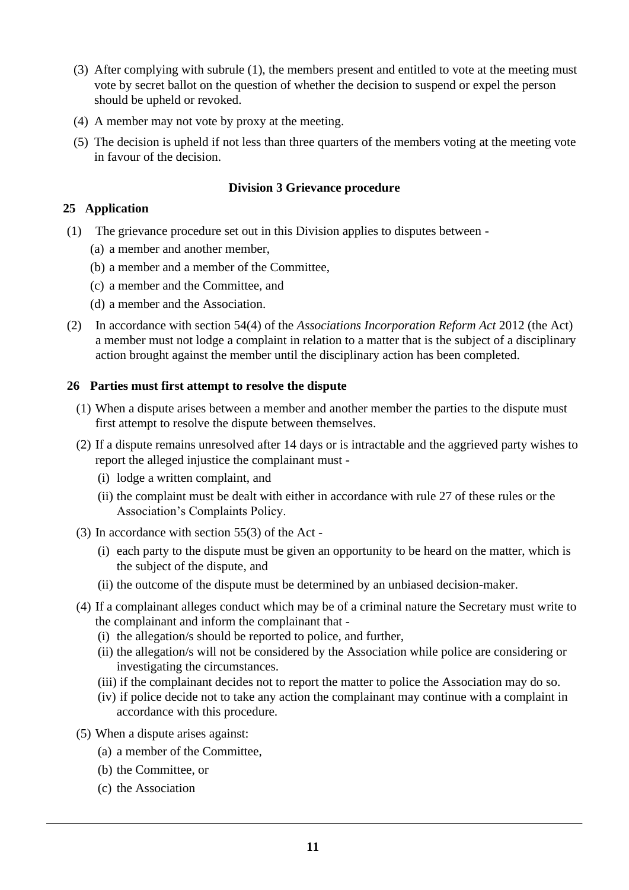(3) After complying with subrule (1), the members present and entitled to vote at the meeting must vote by secret ballot on the question of whether the decision to suspend or expel the person should be upheld or revoked.

(4) A member may not vote by proxy at the meeting.

(5) The decision is upheld if not less than three quarters of the members voting at the meeting vote in favour of the decision.

### Division 3 Grievance procedure

#### 25 Application

(1) The grievance procedure set out in this Division applies to disputes between -

- (a) a member and another member,
- (b) a member and a member of the Committee,
- (c) a member and the Committee, and
- (d) a member and the Association.

(2) In accordance with section 54(4) of the *Associations Incorporation Reform Act* 2012 (the Act) a member must not lodge a complaint in relation to a matter that is the subject of a disciplinary action brought against the member until the disciplinary action has been completed.

#### 26 Parties must first attempt to resolve the dispute

(1) When a dispute arises between a member and another member the parties to the dispute must first attempt to resolve the dispute between themselves.

(2) If a dispute remains unresolved after 14 days or is intractable and the aggrieved party wishes to report the alleged injustice the complainant must -

- (i) lodge a written complaint, and
- (ii) the complaint must be dealt with either in accordance with rule 27 of these rules or the Association's Complaints Policy.

(3) In accordance with section 55(3) of the Act -

- (i) each party to the dispute must be given an opportunity to be heard on the matter, which is the subject of the dispute, and
- (ii) the outcome of the dispute must be determined by an unbiased decision-maker.

(4) If a complainant alleges conduct which may be of a criminal nature the Secretary must write to the complainant and inform the complainant that -

- (i) the allegation/s should be reported to police, and further,
- (ii) the allegation/s will not be considered by the Association while police are considering or investigating the circumstances.
- (iii) if the complainant decides not to report the matter to police the Association may do so.
- (iv) if police decide not to take any action the complainant may continue with a complaint in accordance with this procedure.

(5) When a dispute arises against:

- (a) a member of the Committee,
- (b) the Committee, or
- (c) the Association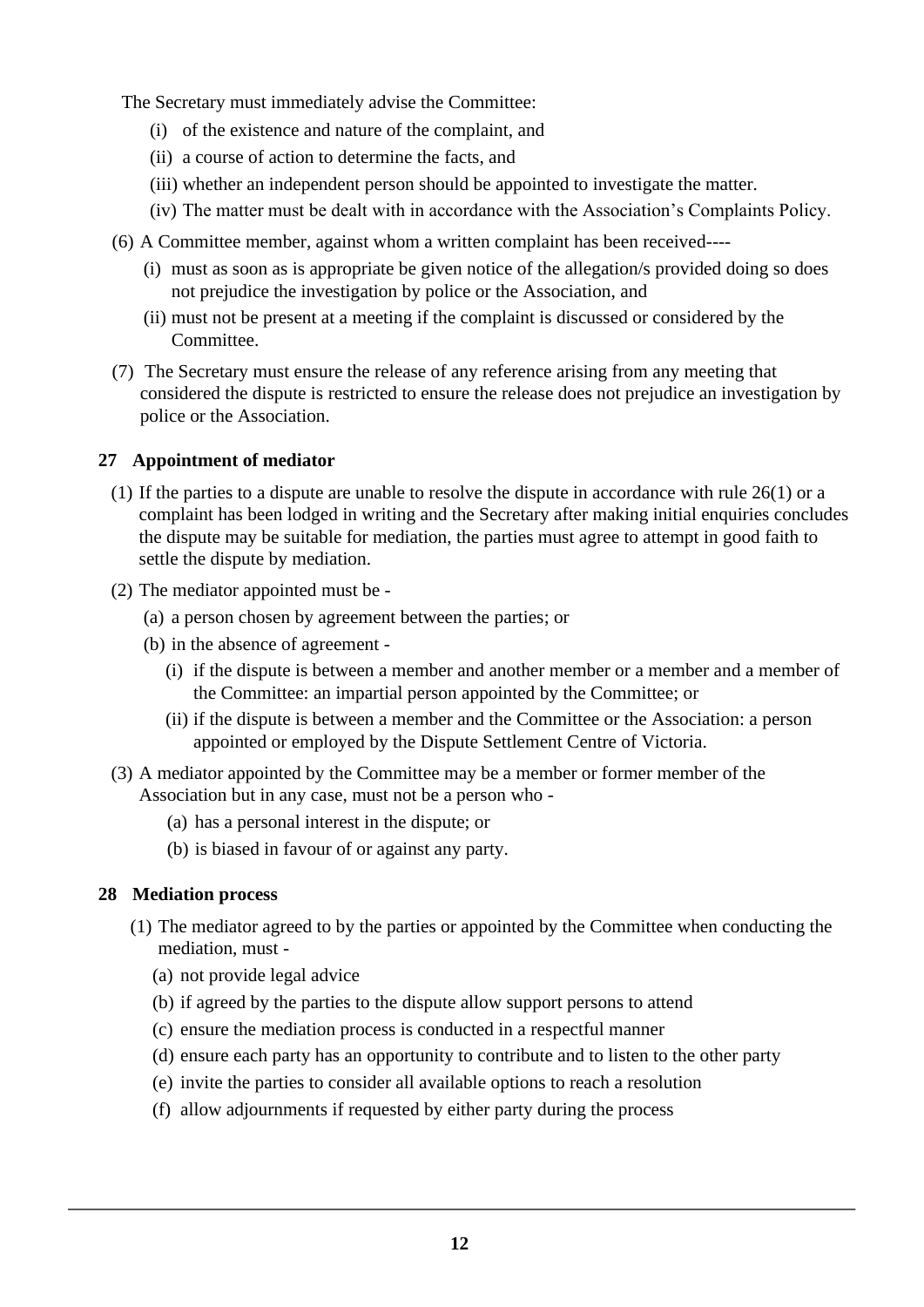The Secretary must immediately advise the Committee:

(i) of the existence and nature of the complaint, and

(ii) a course of action to determine the facts, and

(iii) whether an independent person should be appointed to investigate the matter.

(iv) The matter must be dealt with in accordance with the Association's Complaints Policy.

(6) A Committee member, against whom a written complaint has been received----

(i) must as soon as is appropriate be given notice of the allegation/s provided doing so does not prejudice the investigation by police or the Association, and

(ii) must not be present at a meeting if the complaint is discussed or considered by the Committee.

(7) The Secretary must ensure the release of any reference arising from any meeting that considered the dispute is restricted to ensure the release does not prejudice an investigation by police or the Association.

**27 Appointment of mediator**

(1) If the parties to a dispute are unable to resolve the dispute in accordance with rule 26(1) or a complaint has been lodged in writing and the Secretary after making initial enquiries concludes the dispute may be suitable for mediation, the parties must agree to attempt in good faith to settle the dispute by mediation.

(2) The mediator appointed must be -

(a) a person chosen by agreement between the parties; or

(b) in the absence of agreement -

(i) if the dispute is between a member and another member or a member and a member of the Committee: an impartial person appointed by the Committee; or

(ii) if the dispute is between a member and the Committee or the Association: a person appointed or employed by the Dispute Settlement Centre of Victoria.

(3) A mediator appointed by the Committee may be a member or former member of the Association but in any case, must not be a person who -

(a) has a personal interest in the dispute; or

(b) is biased in favour of or against any party.

**28 Mediation process**

(1) The mediator agreed to by the parties or appointed by the Committee when conducting the mediation, must -

(a) not provide legal advice

(b) if agreed by the parties to the dispute allow support persons to attend

(c) ensure the mediation process is conducted in a respectful manner

(d) ensure each party has an opportunity to contribute and to listen to the other party

(e) invite the parties to consider all available options to reach a resolution

(f) allow adjournments if requested by either party during the process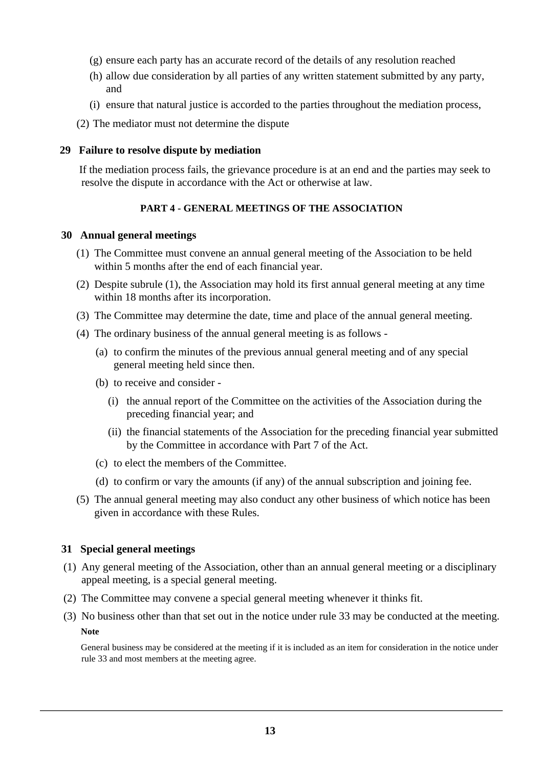(g) ensure each party has an accurate record of the details of any resolution reached

(h) allow due consideration by all parties of any written statement submitted by any party, and

(i) ensure that natural justice is accorded to the parties throughout the mediation process,

(2) The mediator must not determine the dispute

**29 Failure to resolve dispute by mediation**

If the mediation process fails, the grievance procedure is at an end and the parties may seek to resolve the dispute in accordance with the Act or otherwise at law.

## PART 4 - GENERAL MEETINGS OF THE ASSOCIATION

**30 Annual general meetings**

(1) The Committee must convene an annual general meeting of the Association to be held within 5 months after the end of each financial year.

(2) Despite subrule (1), the Association may hold its first annual general meeting at any time within 18 months after its incorporation.

(3) The Committee may determine the date, time and place of the annual general meeting.

(4) The ordinary business of the annual general meeting is as follows -

- (a) to confirm the minutes of the previous annual general meeting and of any special general meeting held since then.
- (b) to receive and consider -
  - (i) the annual report of the Committee on the activities of the Association during the preceding financial year; and
  - (ii) the financial statements of the Association for the preceding financial year submitted by the Committee in accordance with Part 7 of the Act.
- (c) to elect the members of the Committee.
- (d) to confirm or vary the amounts (if any) of the annual subscription and joining fee.

(5) The annual general meeting may also conduct any other business of which notice has been given in accordance with these Rules.

**31 Special general meetings**

(1) Any general meeting of the Association, other than an annual general meeting or a disciplinary appeal meeting, is a special general meeting.

(2) The Committee may convene a special general meeting whenever it thinks fit.

(3) No business other than that set out in the notice under rule 33 may be conducted at the meeting.

**Note**

General business may be considered at the meeting if it is included as an item for consideration in the notice under rule 33 and most members at the meeting agree.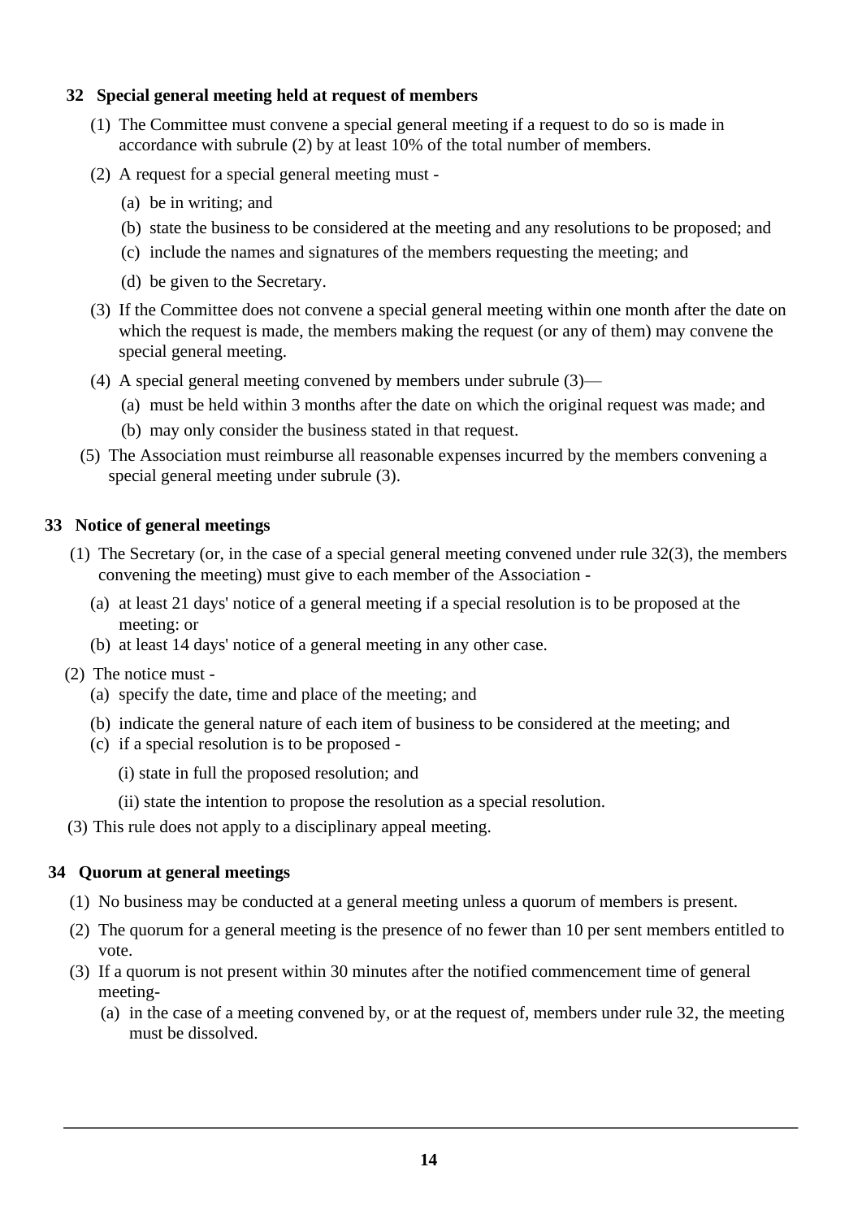**32 Special general meeting held at request of members**

(1) The Committee must convene a special general meeting if a request to do so is made in accordance with subrule (2) by at least 10% of the total number of members.

(2) A request for a special general meeting must -

(a) be in writing; and

(b) state the business to be considered at the meeting and any resolutions to be proposed; and

(c) include the names and signatures of the members requesting the meeting; and

(d) be given to the Secretary.

(3) If the Committee does not convene a special general meeting within one month after the date on which the request is made, the members making the request (or any of them) may convene the special general meeting.

(4) A special general meeting convened by members under subrule (3)—

(a) must be held within 3 months after the date on which the original request was made; and

(b) may only consider the business stated in that request.

(5) The Association must reimburse all reasonable expenses incurred by the members convening a special general meeting under subrule (3).

**33 Notice of general meetings**

(1) The Secretary (or, in the case of a special general meeting convened under rule 32(3), the members convening the meeting) must give to each member of the Association -

(a) at least 21 days' notice of a general meeting if a special resolution is to be proposed at the meeting: or

(b) at least 14 days' notice of a general meeting in any other case.

(2) The notice must -

(a) specify the date, time and place of the meeting; and

(b) indicate the general nature of each item of business to be considered at the meeting; and

(c) if a special resolution is to be proposed -

(i) state in full the proposed resolution; and

(ii) state the intention to propose the resolution as a special resolution.

(3) This rule does not apply to a disciplinary appeal meeting.

**34 Quorum at general meetings**

(1) No business may be conducted at a general meeting unless a quorum of members is present.

(2) The quorum for a general meeting is the presence of no fewer than 10 per sent members entitled to vote.

(3) If a quorum is not present within 30 minutes after the notified commencement time of general meeting-

(a) in the case of a meeting convened by, or at the request of, members under rule 32, the meeting must be dissolved.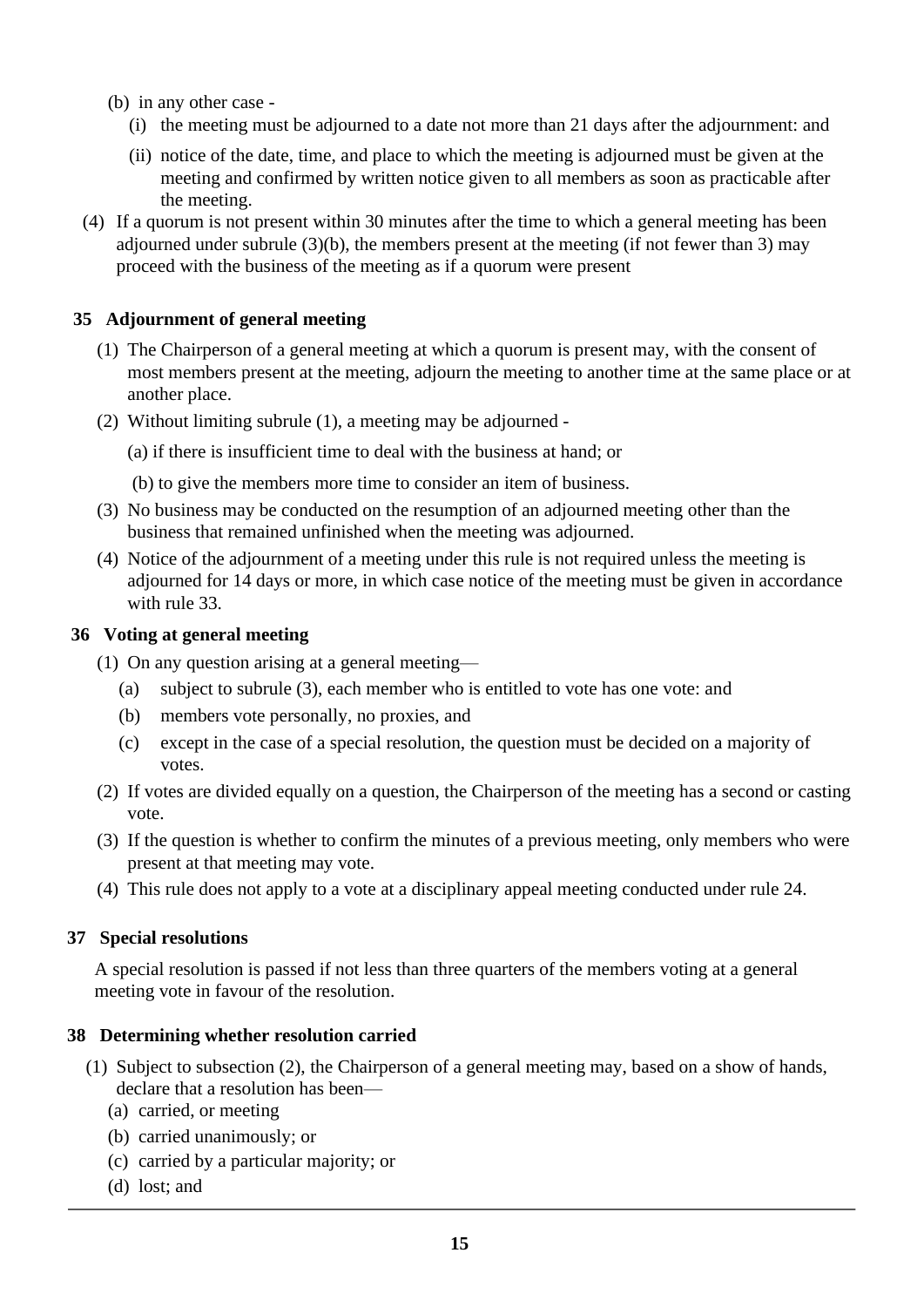(b) in any other case -

(i) the meeting must be adjourned to a date not more than 21 days after the adjournment: and

(ii) notice of the date, time, and place to which the meeting is adjourned must be given at the meeting and confirmed by written notice given to all members as soon as practicable after the meeting.

(4) If a quorum is not present within 30 minutes after the time to which a general meeting has been adjourned under subrule (3)(b), the members present at the meeting (if not fewer than 3) may proceed with the business of the meeting as if a quorum were present

### 35 Adjournment of general meeting

(1) The Chairperson of a general meeting at which a quorum is present may, with the consent of most members present at the meeting, adjourn the meeting to another time at the same place or at another place.

(2) Without limiting subrule (1), a meeting may be adjourned -

(a) if there is insufficient time to deal with the business at hand; or

(b) to give the members more time to consider an item of business.

(3) No business may be conducted on the resumption of an adjourned meeting other than the business that remained unfinished when the meeting was adjourned.

(4) Notice of the adjournment of a meeting under this rule is not required unless the meeting is adjourned for 14 days or more, in which case notice of the meeting must be given in accordance with rule 33.

### 36 Voting at general meeting

(1) On any question arising at a general meeting—

(a) subject to subrule (3), each member who is entitled to vote has one vote: and

(b) members vote personally, no proxies, and

(c) except in the case of a special resolution, the question must be decided on a majority of votes.

(2) If votes are divided equally on a question, the Chairperson of the meeting has a second or casting vote.

(3) If the question is whether to confirm the minutes of a previous meeting, only members who were present at that meeting may vote.

(4) This rule does not apply to a vote at a disciplinary appeal meeting conducted under rule 24.

### 37 Special resolutions

A special resolution is passed if not less than three quarters of the members voting at a general meeting vote in favour of the resolution.

### 38 Determining whether resolution carried

(1) Subject to subsection (2), the Chairperson of a general meeting may, based on a show of hands, declare that a resolution has been—

(a) carried, or meeting

(b) carried unanimously; or

(c) carried by a particular majority; or

(d) lost; and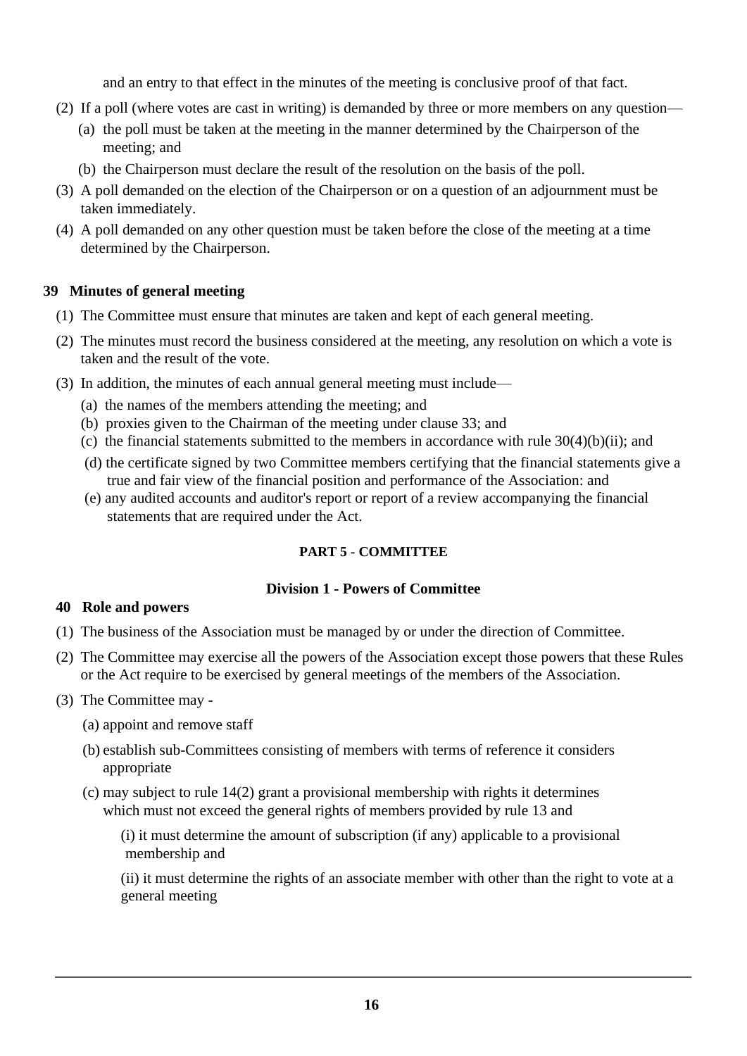and an entry to that effect in the minutes of the meeting is conclusive proof of that fact.

(2) If a poll (where votes are cast in writing) is demanded by three or more members on any question—

(a) the poll must be taken at the meeting in the manner determined by the Chairperson of the meeting; and

(b) the Chairperson must declare the result of the resolution on the basis of the poll.

(3) A poll demanded on the election of the Chairperson or on a question of an adjournment must be taken immediately.

(4) A poll demanded on any other question must be taken before the close of the meeting at a time determined by the Chairperson.

**39 Minutes of general meeting**

(1) The Committee must ensure that minutes are taken and kept of each general meeting.

(2) The minutes must record the business considered at the meeting, any resolution on which a vote is taken and the result of the vote.

(3) In addition, the minutes of each annual general meeting must include—

(a) the names of the members attending the meeting; and

(b) proxies given to the Chairman of the meeting under clause 33; and

(c) the financial statements submitted to the members in accordance with rule 30(4)(b)(ii); and

(d) the certificate signed by two Committee members certifying that the financial statements give a true and fair view of the financial position and performance of the Association: and

(e) any audited accounts and auditor's report or report of a review accompanying the financial statements that are required under the Act.

## PART 5 - COMMITTEE

### Division 1 - Powers of Committee

**40 Role and powers**

(1) The business of the Association must be managed by or under the direction of Committee.

(2) The Committee may exercise all the powers of the Association except those powers that these Rules or the Act require to be exercised by general meetings of the members of the Association.

(3) The Committee may -

(a) appoint and remove staff

(b) establish sub-Committees consisting of members with terms of reference it considers appropriate

(c) may subject to rule 14(2) grant a provisional membership with rights it determines which must not exceed the general rights of members provided by rule 13 and

(i) it must determine the amount of subscription (if any) applicable to a provisional membership and

(ii) it must determine the rights of an associate member with other than the right to vote at a general meeting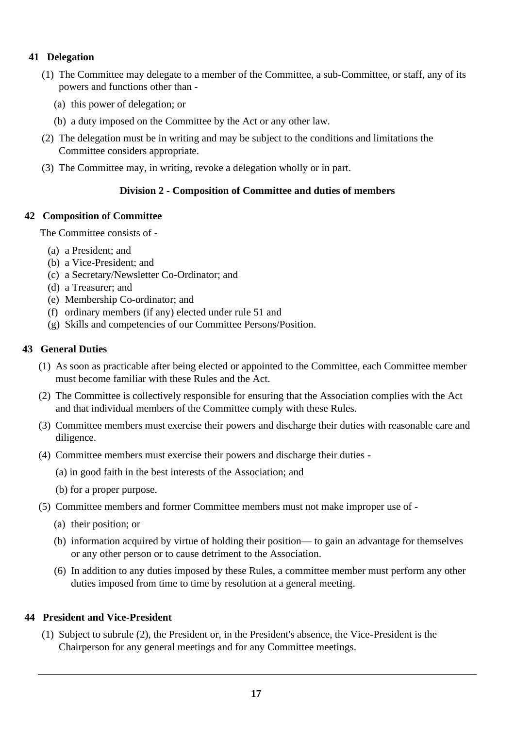## 41 Delegation

(1) The Committee may delegate to a member of the Committee, a sub-Committee, or staff, any of its powers and functions other than -

(a) this power of delegation; or

(b) a duty imposed on the Committee by the Act or any other law.

(2) The delegation must be in writing and may be subject to the conditions and limitations the Committee considers appropriate.

(3) The Committee may, in writing, revoke a delegation wholly or in part.

### Division 2 - Composition of Committee and duties of members

## 42 Composition of Committee

The Committee consists of -

(a) a President; and
(b) a Vice-President; and
(c) a Secretary/Newsletter Co-Ordinator; and
(d) a Treasurer; and
(e) Membership Co-ordinator; and
(f) ordinary members (if any) elected under rule 51 and
(g) Skills and competencies of our Committee Persons/Position.

## 43 General Duties

(1) As soon as practicable after being elected or appointed to the Committee, each Committee member must become familiar with these Rules and the Act.

(2) The Committee is collectively responsible for ensuring that the Association complies with the Act and that individual members of the Committee comply with these Rules.

(3) Committee members must exercise their powers and discharge their duties with reasonable care and diligence.

(4) Committee members must exercise their powers and discharge their duties -

(a) in good faith in the best interests of the Association; and

(b) for a proper purpose.

(5) Committee members and former Committee members must not make improper use of -

(a) their position; or

(b) information acquired by virtue of holding their position— to gain an advantage for themselves or any other person or to cause detriment to the Association.

(6) In addition to any duties imposed by these Rules, a committee member must perform any other duties imposed from time to time by resolution at a general meeting.

## 44 President and Vice-President

(1) Subject to subrule (2), the President or, in the President's absence, the Vice-President is the Chairperson for any general meetings and for any Committee meetings.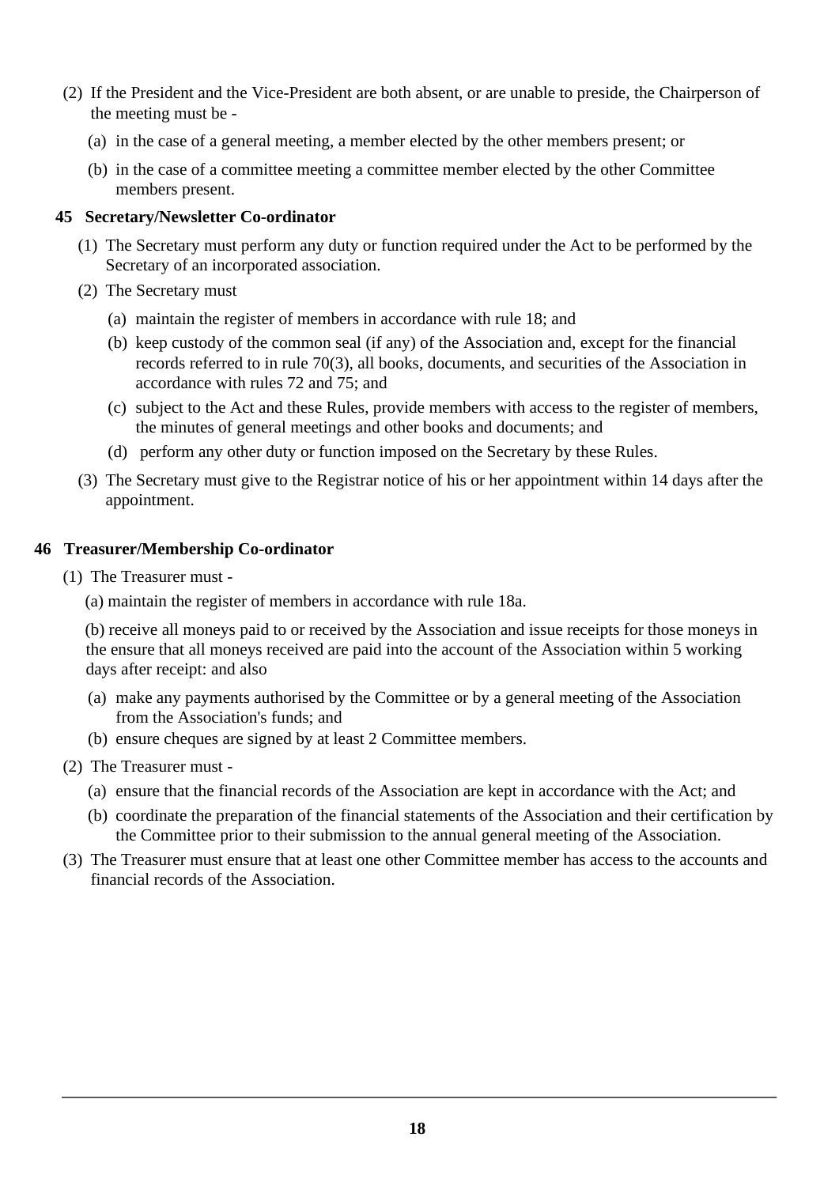(2) If the President and the Vice-President are both absent, or are unable to preside, the Chairperson of the meeting must be -

(a) in the case of a general meeting, a member elected by the other members present; or

(b) in the case of a committee meeting a committee member elected by the other Committee members present.

### 45 Secretary/Newsletter Co-ordinator

(1) The Secretary must perform any duty or function required under the Act to be performed by the Secretary of an incorporated association.

(2) The Secretary must

(a) maintain the register of members in accordance with rule 18; and

(b) keep custody of the common seal (if any) of the Association and, except for the financial records referred to in rule 70(3), all books, documents, and securities of the Association in accordance with rules 72 and 75; and

(c) subject to the Act and these Rules, provide members with access to the register of members, the minutes of general meetings and other books and documents; and

(d) perform any other duty or function imposed on the Secretary by these Rules.

(3) The Secretary must give to the Registrar notice of his or her appointment within 14 days after the appointment.

### 46 Treasurer/Membership Co-ordinator

(1) The Treasurer must -

(a) maintain the register of members in accordance with rule 18a.

(b) receive all moneys paid to or received by the Association and issue receipts for those moneys in the ensure that all moneys received are paid into the account of the Association within 5 working days after receipt: and also

(a) make any payments authorised by the Committee or by a general meeting of the Association from the Association's funds; and

(b) ensure cheques are signed by at least 2 Committee members.

(2) The Treasurer must -

(a) ensure that the financial records of the Association are kept in accordance with the Act; and

(b) coordinate the preparation of the financial statements of the Association and their certification by the Committee prior to their submission to the annual general meeting of the Association.

(3) The Treasurer must ensure that at least one other Committee member has access to the accounts and financial records of the Association.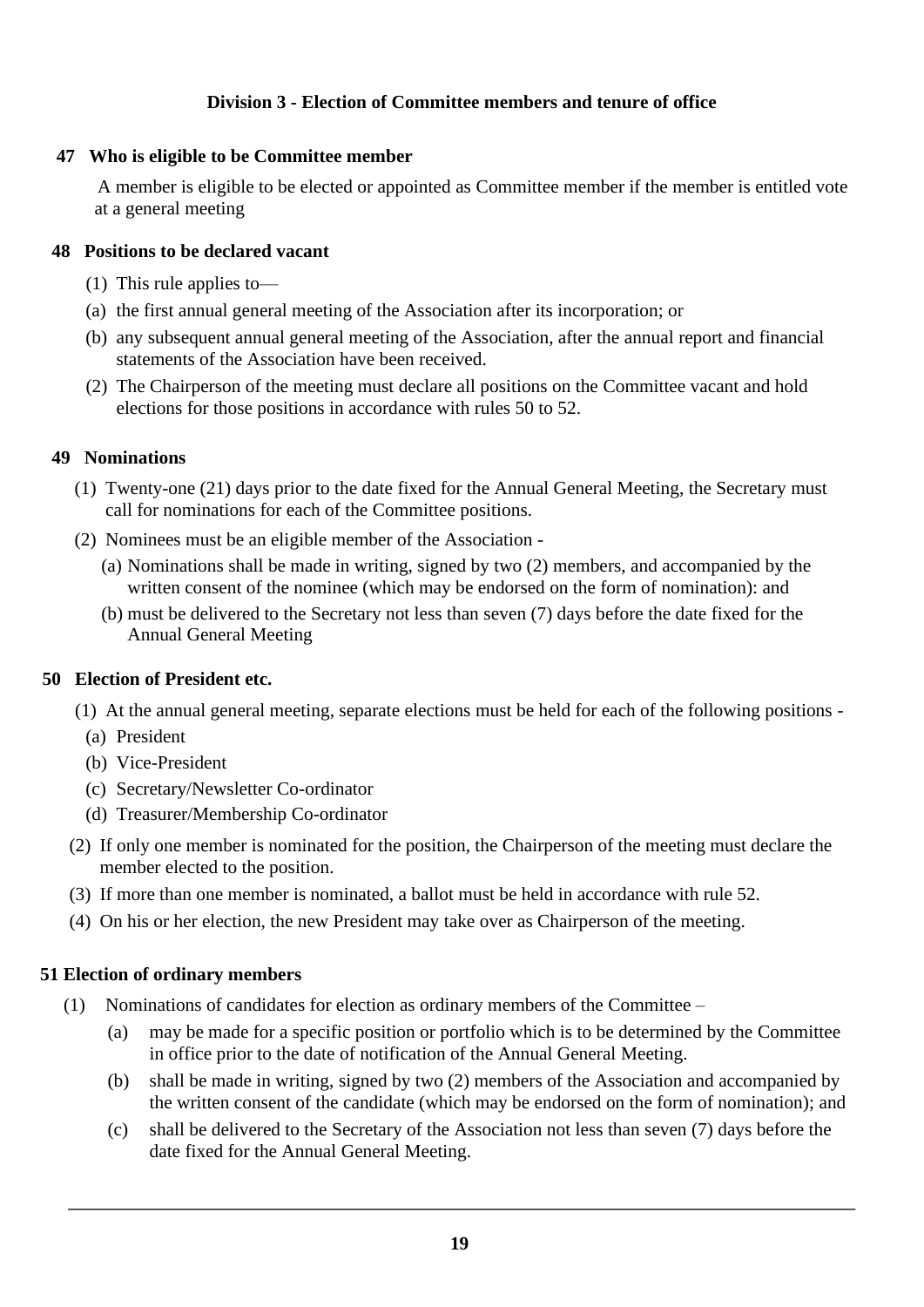## Division 3 - Election of Committee members and tenure of office

### 47 Who is eligible to be Committee member

A member is eligible to be elected or appointed as Committee member if the member is entitled vote at a general meeting

### 48 Positions to be declared vacant

(1) This rule applies to—

(a) the first annual general meeting of the Association after its incorporation; or

(b) any subsequent annual general meeting of the Association, after the annual report and financial statements of the Association have been received.

(2) The Chairperson of the meeting must declare all positions on the Committee vacant and hold elections for those positions in accordance with rules 50 to 52.

### 49 Nominations

(1) Twenty-one (21) days prior to the date fixed for the Annual General Meeting, the Secretary must call for nominations for each of the Committee positions.

(2) Nominees must be an eligible member of the Association -

(a) Nominations shall be made in writing, signed by two (2) members, and accompanied by the written consent of the nominee (which may be endorsed on the form of nomination): and

(b) must be delivered to the Secretary not less than seven (7) days before the date fixed for the Annual General Meeting

### 50 Election of President etc.

(1) At the annual general meeting, separate elections must be held for each of the following positions -

(a) President

(b) Vice-President

(c) Secretary/Newsletter Co-ordinator

(d) Treasurer/Membership Co-ordinator

(2) If only one member is nominated for the position, the Chairperson of the meeting must declare the member elected to the position.

(3) If more than one member is nominated, a ballot must be held in accordance with rule 52.

(4) On his or her election, the new President may take over as Chairperson of the meeting.

### 51 Election of ordinary members

(1) Nominations of candidates for election as ordinary members of the Committee –

(a) may be made for a specific position or portfolio which is to be determined by the Committee in office prior to the date of notification of the Annual General Meeting.

(b) shall be made in writing, signed by two (2) members of the Association and accompanied by the written consent of the candidate (which may be endorsed on the form of nomination); and

(c) shall be delivered to the Secretary of the Association not less than seven (7) days before the date fixed for the Annual General Meeting.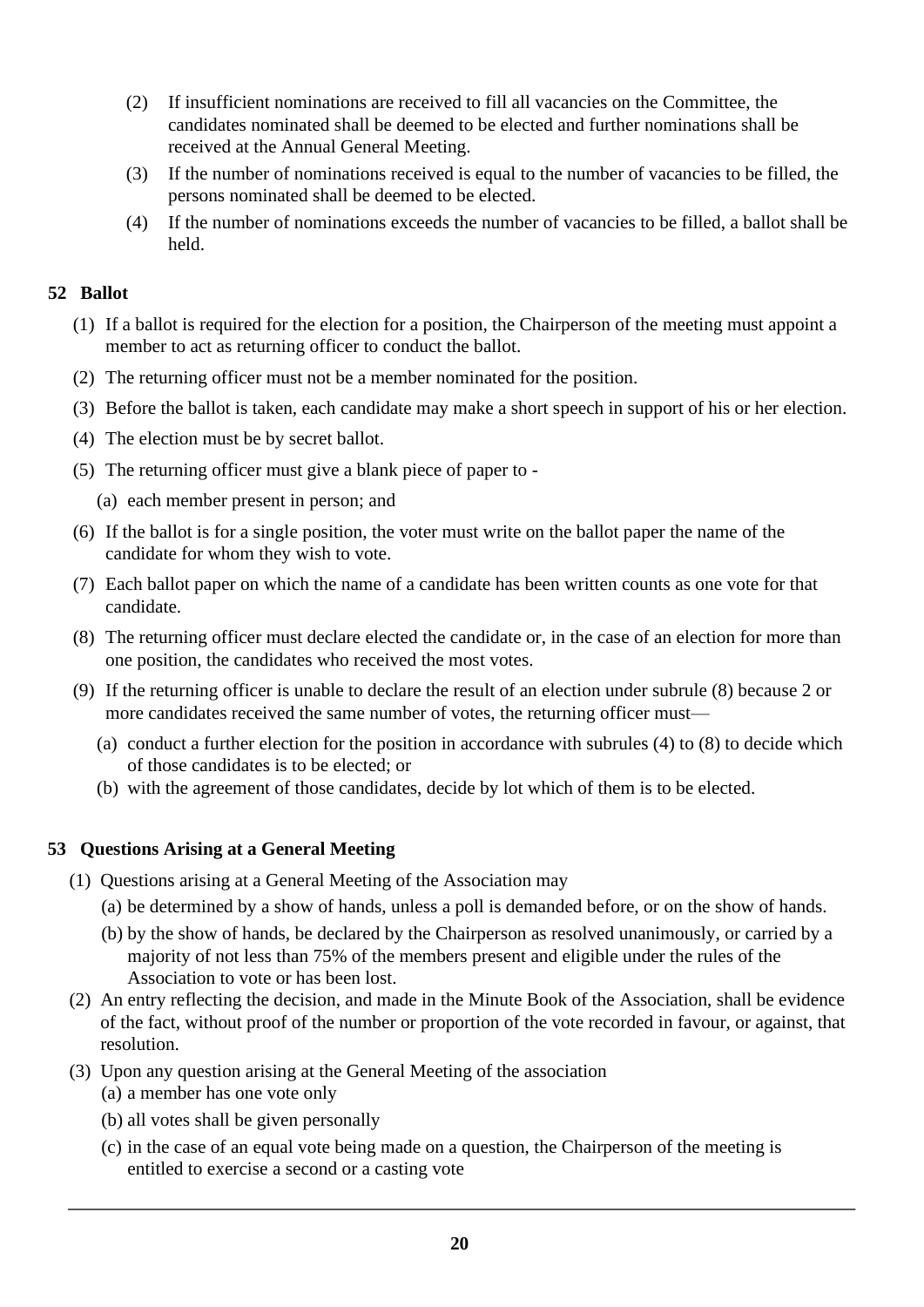(2) If insufficient nominations are received to fill all vacancies on the Committee, the candidates nominated shall be deemed to be elected and further nominations shall be received at the Annual General Meeting.

(3) If the number of nominations received is equal to the number of vacancies to be filled, the persons nominated shall be deemed to be elected.

(4) If the number of nominations exceeds the number of vacancies to be filled, a ballot shall be held.

## 52 Ballot

(1) If a ballot is required for the election for a position, the Chairperson of the meeting must appoint a member to act as returning officer to conduct the ballot.

(2) The returning officer must not be a member nominated for the position.

(3) Before the ballot is taken, each candidate may make a short speech in support of his or her election.

(4) The election must be by secret ballot.

(5) The returning officer must give a blank piece of paper to -

(a) each member present in person; and

(6) If the ballot is for a single position, the voter must write on the ballot paper the name of the candidate for whom they wish to vote.

(7) Each ballot paper on which the name of a candidate has been written counts as one vote for that candidate.

(8) The returning officer must declare elected the candidate or, in the case of an election for more than one position, the candidates who received the most votes.

(9) If the returning officer is unable to declare the result of an election under subrule (8) because 2 or more candidates received the same number of votes, the returning officer must—

(a) conduct a further election for the position in accordance with subrules (4) to (8) to decide which of those candidates is to be elected; or

(b) with the agreement of those candidates, decide by lot which of them is to be elected.

## 53 Questions Arising at a General Meeting

(1) Questions arising at a General Meeting of the Association may

(a) be determined by a show of hands, unless a poll is demanded before, or on the show of hands.

(b) by the show of hands, be declared by the Chairperson as resolved unanimously, or carried by a majority of not less than 75% of the members present and eligible under the rules of the Association to vote or has been lost.

(2) An entry reflecting the decision, and made in the Minute Book of the Association, shall be evidence of the fact, without proof of the number or proportion of the vote recorded in favour, or against, that resolution.

(3) Upon any question arising at the General Meeting of the association

(a) a member has one vote only

(b) all votes shall be given personally

(c) in the case of an equal vote being made on a question, the Chairperson of the meeting is entitled to exercise a second or a casting vote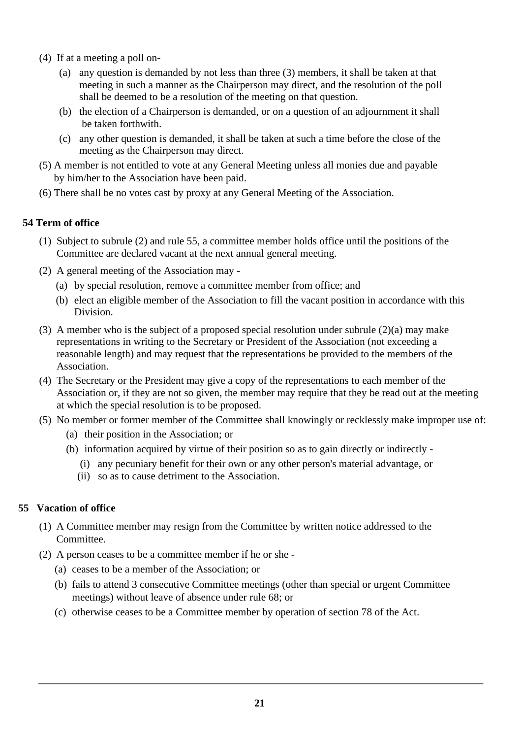(4) If at a meeting a poll on-

  (a) any question is demanded by not less than three (3) members, it shall be taken at that meeting in such a manner as the Chairperson may direct, and the resolution of the poll shall be deemed to be a resolution of the meeting on that question.

  (b) the election of a Chairperson is demanded, or on a question of an adjournment it shall be taken forthwith.

  (c) any other question is demanded, it shall be taken at such a time before the close of the meeting as the Chairperson may direct.

(5) A member is not entitled to vote at any General Meeting unless all monies due and payable by him/her to the Association have been paid.

(6) There shall be no votes cast by proxy at any General Meeting of the Association.

### 54 Term of office

(1) Subject to subrule (2) and rule 55, a committee member holds office until the positions of the Committee are declared vacant at the next annual general meeting.

(2) A general meeting of the Association may -

  (a) by special resolution, remove a committee member from office; and

  (b) elect an eligible member of the Association to fill the vacant position in accordance with this Division.

(3) A member who is the subject of a proposed special resolution under subrule (2)(a) may make representations in writing to the Secretary or President of the Association (not exceeding a reasonable length) and may request that the representations be provided to the members of the Association.

(4) The Secretary or the President may give a copy of the representations to each member of the Association or, if they are not so given, the member may require that they be read out at the meeting at which the special resolution is to be proposed.

(5) No member or former member of the Committee shall knowingly or recklessly make improper use of:

  (a) their position in the Association; or

  (b) information acquired by virtue of their position so as to gain directly or indirectly -

    (i) any pecuniary benefit for their own or any other person's material advantage, or

    (ii) so as to cause detriment to the Association.

### 55 Vacation of office

(1) A Committee member may resign from the Committee by written notice addressed to the Committee.

(2) A person ceases to be a committee member if he or she -

  (a) ceases to be a member of the Association; or

  (b) fails to attend 3 consecutive Committee meetings (other than special or urgent Committee meetings) without leave of absence under rule 68; or

  (c) otherwise ceases to be a Committee member by operation of section 78 of the Act.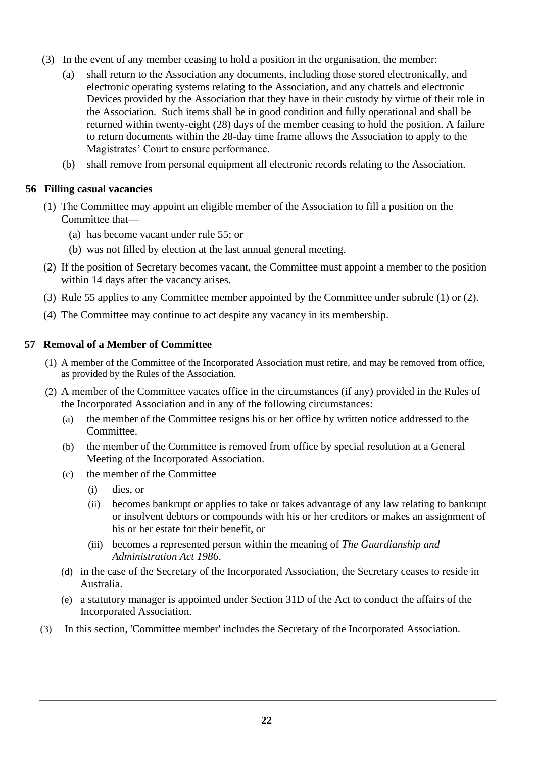(3) In the event of any member ceasing to hold a position in the organisation, the member:

   (a) shall return to the Association any documents, including those stored electronically, and electronic operating systems relating to the Association, and any chattels and electronic Devices provided by the Association that they have in their custody by virtue of their role in the Association. Such items shall be in good condition and fully operational and shall be returned within twenty-eight (28) days of the member ceasing to hold the position. A failure to return documents within the 28-day time frame allows the Association to apply to the Magistrates' Court to ensure performance.

   (b) shall remove from personal equipment all electronic records relating to the Association.

### 56 Filling casual vacancies

(1) The Committee may appoint an eligible member of the Association to fill a position on the Committee that—

   (a) has become vacant under rule 55; or

   (b) was not filled by election at the last annual general meeting.

(2) If the position of Secretary becomes vacant, the Committee must appoint a member to the position within 14 days after the vacancy arises.

(3) Rule 55 applies to any Committee member appointed by the Committee under subrule (1) or (2).

(4) The Committee may continue to act despite any vacancy in its membership.

### 57 Removal of a Member of Committee

(1) A member of the Committee of the Incorporated Association must retire, and may be removed from office, as provided by the Rules of the Association.

(2) A member of the Committee vacates office in the circumstances (if any) provided in the Rules of the Incorporated Association and in any of the following circumstances:

   (a) the member of the Committee resigns his or her office by written notice addressed to the Committee.

   (b) the member of the Committee is removed from office by special resolution at a General Meeting of the Incorporated Association.

   (c) the member of the Committee

      (i) dies, or

      (ii) becomes bankrupt or applies to take or takes advantage of any law relating to bankrupt or insolvent debtors or compounds with his or her creditors or makes an assignment of his or her estate for their benefit, or

      (iii) becomes a represented person within the meaning of *The Guardianship and Administration Act 1986*.

   (d) in the case of the Secretary of the Incorporated Association, the Secretary ceases to reside in Australia.

   (e) a statutory manager is appointed under Section 31D of the Act to conduct the affairs of the Incorporated Association.

(3) In this section, 'Committee member' includes the Secretary of the Incorporated Association.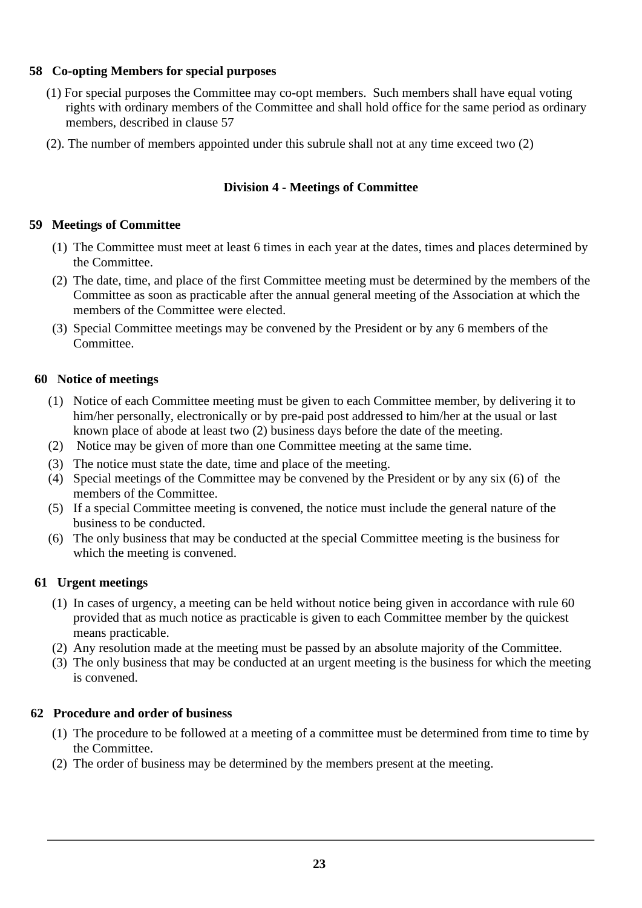**58 Co-opting Members for special purposes**

(1) For special purposes the Committee may co-opt members. Such members shall have equal voting rights with ordinary members of the Committee and shall hold office for the same period as ordinary members, described in clause 57

(2). The number of members appointed under this subrule shall not at any time exceed two (2)

**Division 4 - Meetings of Committee**

**59 Meetings of Committee**

(1) The Committee must meet at least 6 times in each year at the dates, times and places determined by the Committee.

(2) The date, time, and place of the first Committee meeting must be determined by the members of the Committee as soon as practicable after the annual general meeting of the Association at which the members of the Committee were elected.

(3) Special Committee meetings may be convened by the President or by any 6 members of the Committee.

**60 Notice of meetings**

(1) Notice of each Committee meeting must be given to each Committee member, by delivering it to him/her personally, electronically or by pre-paid post addressed to him/her at the usual or last known place of abode at least two (2) business days before the date of the meeting.

(2) Notice may be given of more than one Committee meeting at the same time.

(3) The notice must state the date, time and place of the meeting.

(4) Special meetings of the Committee may be convened by the President or by any six (6) of the members of the Committee.

(5) If a special Committee meeting is convened, the notice must include the general nature of the business to be conducted.

(6) The only business that may be conducted at the special Committee meeting is the business for which the meeting is convened.

**61 Urgent meetings**

(1) In cases of urgency, a meeting can be held without notice being given in accordance with rule 60 provided that as much notice as practicable is given to each Committee member by the quickest means practicable.

(2) Any resolution made at the meeting must be passed by an absolute majority of the Committee.

(3) The only business that may be conducted at an urgent meeting is the business for which the meeting is convened.

**62 Procedure and order of business**

(1) The procedure to be followed at a meeting of a committee must be determined from time to time by the Committee.

(2) The order of business may be determined by the members present at the meeting.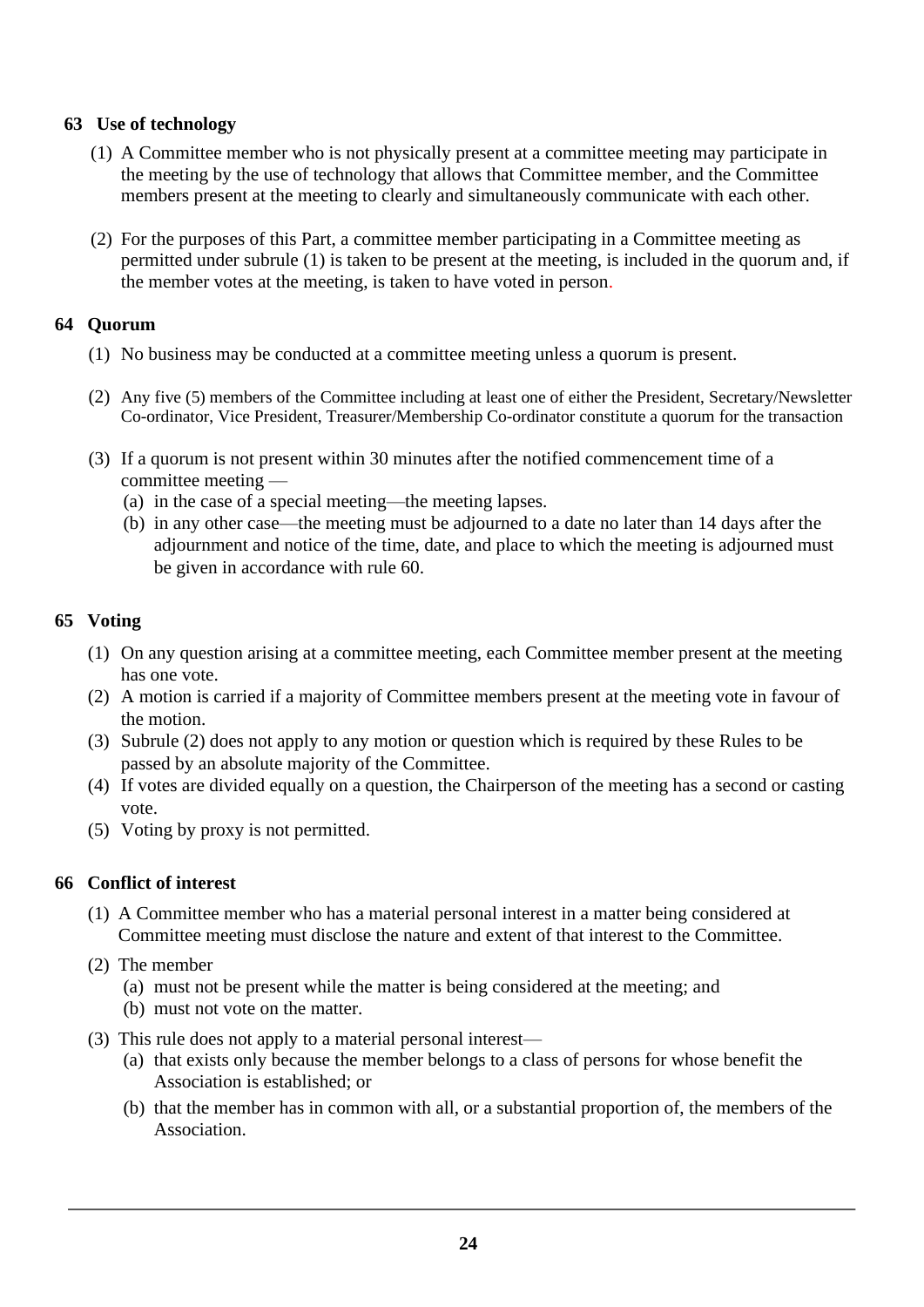### 63 Use of technology

(1) A Committee member who is not physically present at a committee meeting may participate in the meeting by the use of technology that allows that Committee member, and the Committee members present at the meeting to clearly and simultaneously communicate with each other.

(2) For the purposes of this Part, a committee member participating in a Committee meeting as permitted under subrule (1) is taken to be present at the meeting, is included in the quorum and, if the member votes at the meeting, is taken to have voted in person.

### 64 Quorum

(1) No business may be conducted at a committee meeting unless a quorum is present.

(2) Any five (5) members of the Committee including at least one of either the President, Secretary/Newsletter Co-ordinator, Vice President, Treasurer/Membership Co-ordinator constitute a quorum for the transaction

(3) If a quorum is not present within 30 minutes after the notified commencement time of a committee meeting —
   (a) in the case of a special meeting—the meeting lapses.
   (b) in any other case—the meeting must be adjourned to a date no later than 14 days after the adjournment and notice of the time, date, and place to which the meeting is adjourned must be given in accordance with rule 60.

### 65 Voting

(1) On any question arising at a committee meeting, each Committee member present at the meeting has one vote.
(2) A motion is carried if a majority of Committee members present at the meeting vote in favour of the motion.
(3) Subrule (2) does not apply to any motion or question which is required by these Rules to be passed by an absolute majority of the Committee.
(4) If votes are divided equally on a question, the Chairperson of the meeting has a second or casting vote.
(5) Voting by proxy is not permitted.

### 66 Conflict of interest

(1) A Committee member who has a material personal interest in a matter being considered at Committee meeting must disclose the nature and extent of that interest to the Committee.

(2) The member
   (a) must not be present while the matter is being considered at the meeting; and
   (b) must not vote on the matter.

(3) This rule does not apply to a material personal interest—
   (a) that exists only because the member belongs to a class of persons for whose benefit the Association is established; or
   (b) that the member has in common with all, or a substantial proportion of, the members of the Association.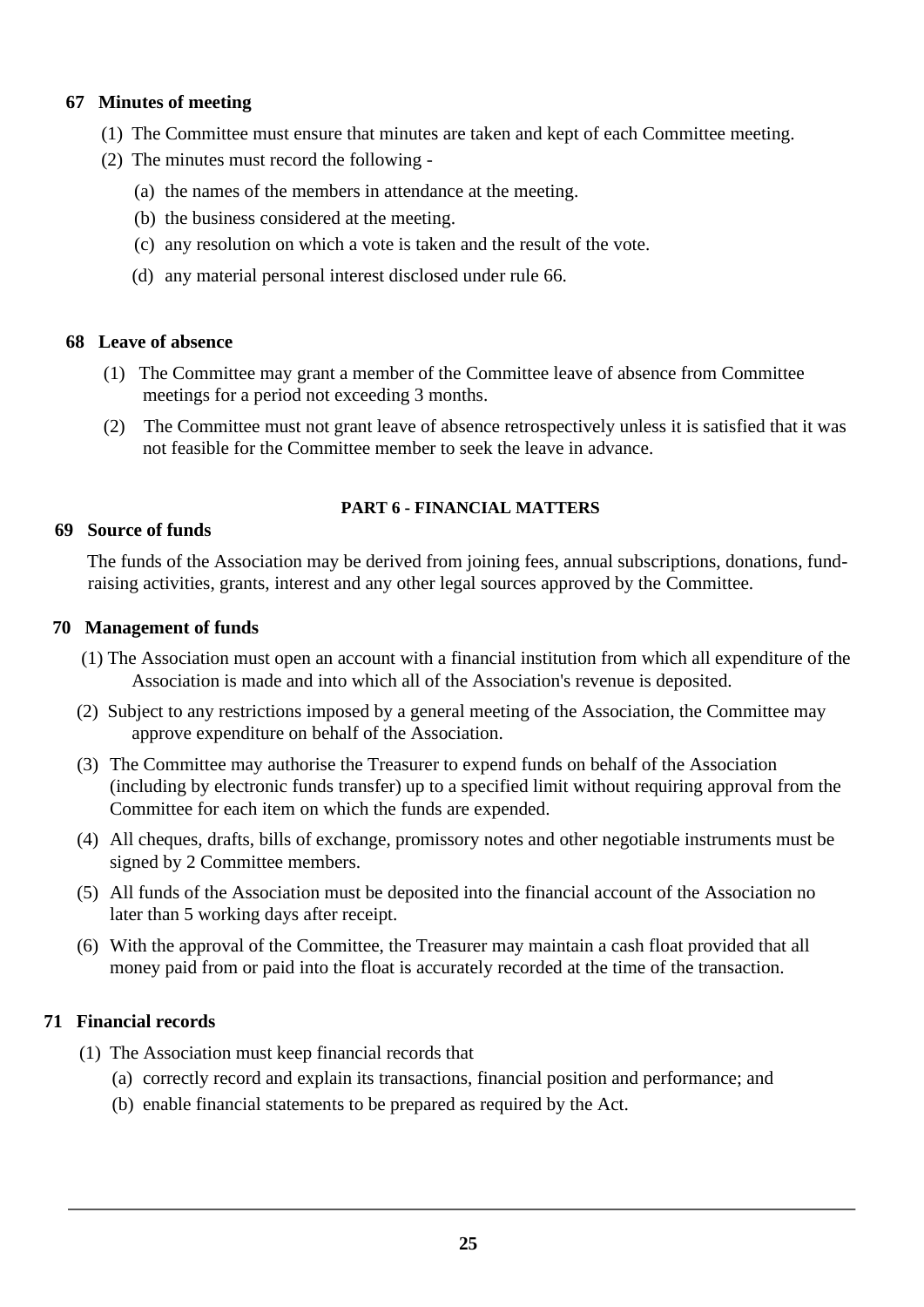### 67 Minutes of meeting

(1) The Committee must ensure that minutes are taken and kept of each Committee meeting.

(2) The minutes must record the following -

(a) the names of the members in attendance at the meeting.

(b) the business considered at the meeting.

(c) any resolution on which a vote is taken and the result of the vote.

(d) any material personal interest disclosed under rule 66.

### 68 Leave of absence

(1) The Committee may grant a member of the Committee leave of absence from Committee meetings for a period not exceeding 3 months.

(2) The Committee must not grant leave of absence retrospectively unless it is satisfied that it was not feasible for the Committee member to seek the leave in advance.

## PART 6 - FINANCIAL MATTERS

### 69 Source of funds

The funds of the Association may be derived from joining fees, annual subscriptions, donations, fund-raising activities, grants, interest and any other legal sources approved by the Committee.

### 70 Management of funds

(1) The Association must open an account with a financial institution from which all expenditure of the Association is made and into which all of the Association's revenue is deposited.

(2) Subject to any restrictions imposed by a general meeting of the Association, the Committee may approve expenditure on behalf of the Association.

(3) The Committee may authorise the Treasurer to expend funds on behalf of the Association (including by electronic funds transfer) up to a specified limit without requiring approval from the Committee for each item on which the funds are expended.

(4) All cheques, drafts, bills of exchange, promissory notes and other negotiable instruments must be signed by 2 Committee members.

(5) All funds of the Association must be deposited into the financial account of the Association no later than 5 working days after receipt.

(6) With the approval of the Committee, the Treasurer may maintain a cash float provided that all money paid from or paid into the float is accurately recorded at the time of the transaction.

### 71 Financial records

(1) The Association must keep financial records that

(a) correctly record and explain its transactions, financial position and performance; and

(b) enable financial statements to be prepared as required by the Act.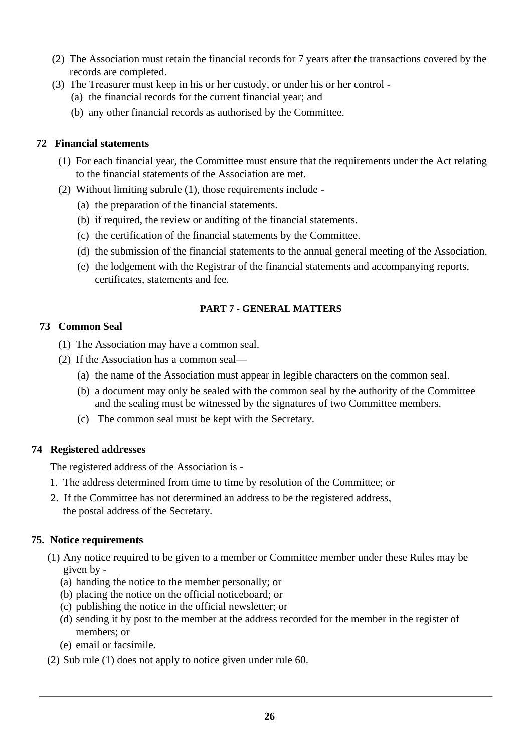(2) The Association must retain the financial records for 7 years after the transactions covered by the records are completed.

(3) The Treasurer must keep in his or her custody, or under his or her control -

  (a) the financial records for the current financial year; and

  (b) any other financial records as authorised by the Committee.

**72 Financial statements**

(1) For each financial year, the Committee must ensure that the requirements under the Act relating to the financial statements of the Association are met.

(2) Without limiting subrule (1), those requirements include -

  (a) the preparation of the financial statements.

  (b) if required, the review or auditing of the financial statements.

  (c) the certification of the financial statements by the Committee.

  (d) the submission of the financial statements to the annual general meeting of the Association.

  (e) the lodgement with the Registrar of the financial statements and accompanying reports, certificates, statements and fee.

**PART 7 - GENERAL MATTERS**

**73 Common Seal**

(1) The Association may have a common seal.

(2) If the Association has a common seal—

  (a) the name of the Association must appear in legible characters on the common seal.

  (b) a document may only be sealed with the common seal by the authority of the Committee and the sealing must be witnessed by the signatures of two Committee members.

  (c) The common seal must be kept with the Secretary.

**74 Registered addresses**

The registered address of the Association is -

1. The address determined from time to time by resolution of the Committee; or
2. If the Committee has not determined an address to be the registered address, the postal address of the Secretary.

**75. Notice requirements**

(1) Any notice required to be given to a member or Committee member under these Rules may be given by -

  (a) handing the notice to the member personally; or

  (b) placing the notice on the official noticeboard; or

  (c) publishing the notice in the official newsletter; or

  (d) sending it by post to the member at the address recorded for the member in the register of members; or

  (e) email or facsimile.

(2) Sub rule (1) does not apply to notice given under rule 60.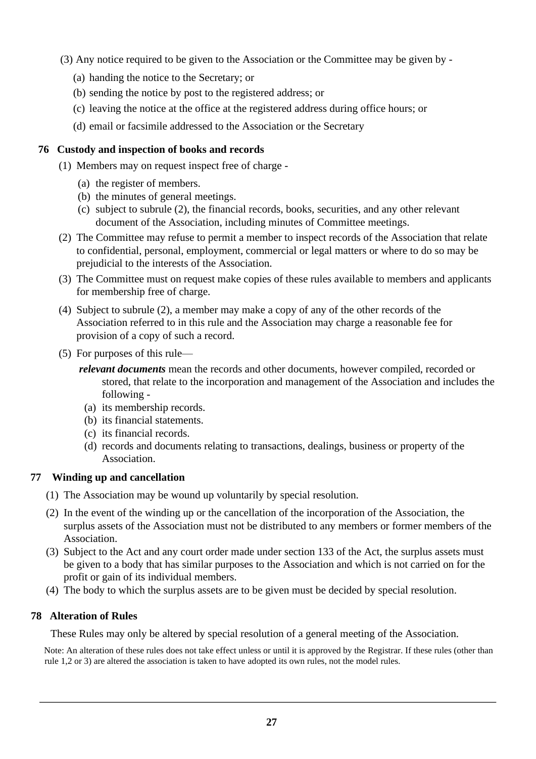(3) Any notice required to be given to the Association or the Committee may be given by -

(a) handing the notice to the Secretary; or

(b) sending the notice by post to the registered address; or

(c) leaving the notice at the office at the registered address during office hours; or

(d) email or facsimile addressed to the Association or the Secretary

### 76 Custody and inspection of books and records

(1) Members may on request inspect free of charge -

(a) the register of members.

(b) the minutes of general meetings.

(c) subject to subrule (2), the financial records, books, securities, and any other relevant document of the Association, including minutes of Committee meetings.

(2) The Committee may refuse to permit a member to inspect records of the Association that relate to confidential, personal, employment, commercial or legal matters or where to do so may be prejudicial to the interests of the Association.

(3) The Committee must on request make copies of these rules available to members and applicants for membership free of charge.

(4) Subject to subrule (2), a member may make a copy of any of the other records of the Association referred to in this rule and the Association may charge a reasonable fee for provision of a copy of such a record.

(5) For purposes of this rule—

***relevant documents*** mean the records and other documents, however compiled, recorded or stored, that relate to the incorporation and management of the Association and includes the following -

(a) its membership records.

(b) its financial statements.

(c) its financial records.

(d) records and documents relating to transactions, dealings, business or property of the Association.

### 77 Winding up and cancellation

(1) The Association may be wound up voluntarily by special resolution.

(2) In the event of the winding up or the cancellation of the incorporation of the Association, the surplus assets of the Association must not be distributed to any members or former members of the Association.

(3) Subject to the Act and any court order made under section 133 of the Act, the surplus assets must be given to a body that has similar purposes to the Association and which is not carried on for the profit or gain of its individual members.

(4) The body to which the surplus assets are to be given must be decided by special resolution.

### 78 Alteration of Rules

These Rules may only be altered by special resolution of a general meeting of the Association.

Note: An alteration of these rules does not take effect unless or until it is approved by the Registrar. If these rules (other than rule 1,2 or 3) are altered the association is taken to have adopted its own rules, not the model rules.